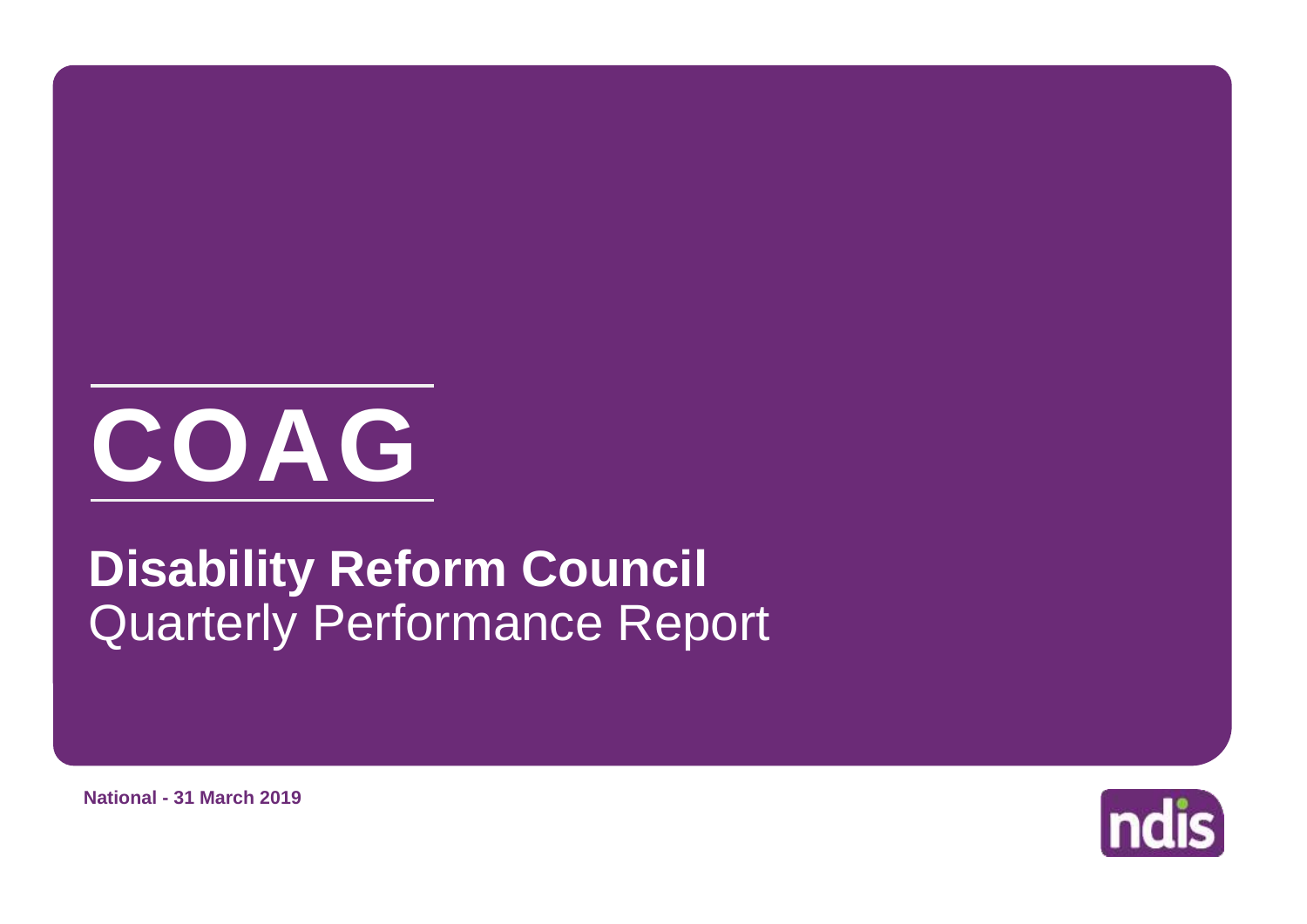# COAG

## Disability Reform Council
Quarterly Performance Report

**National - 31 March 2019**

ndis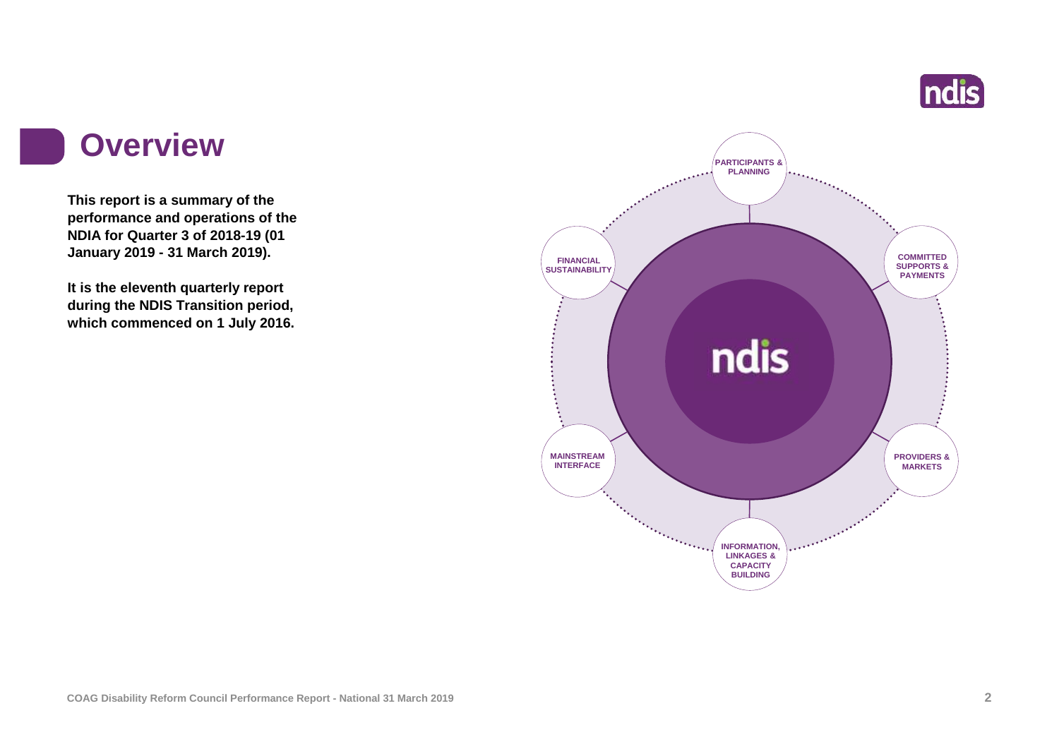# Overview

**This report is a summary of the performance and operations of the NDIA for Quarter 3 of 2018-19 (01 January 2019 - 31 March 2019).**

**It is the eleventh quarterly report during the NDIS Transition period, which commenced on 1 July 2016.**

PARTICIPANTS & PLANNING

COMMITTED SUPPORTS & PAYMENTS

PROVIDERS & MARKETS

INFORMATION, LINKAGES & CAPACITY BUILDING

MAINSTREAM INTERFACE

FINANCIAL SUSTAINABILITY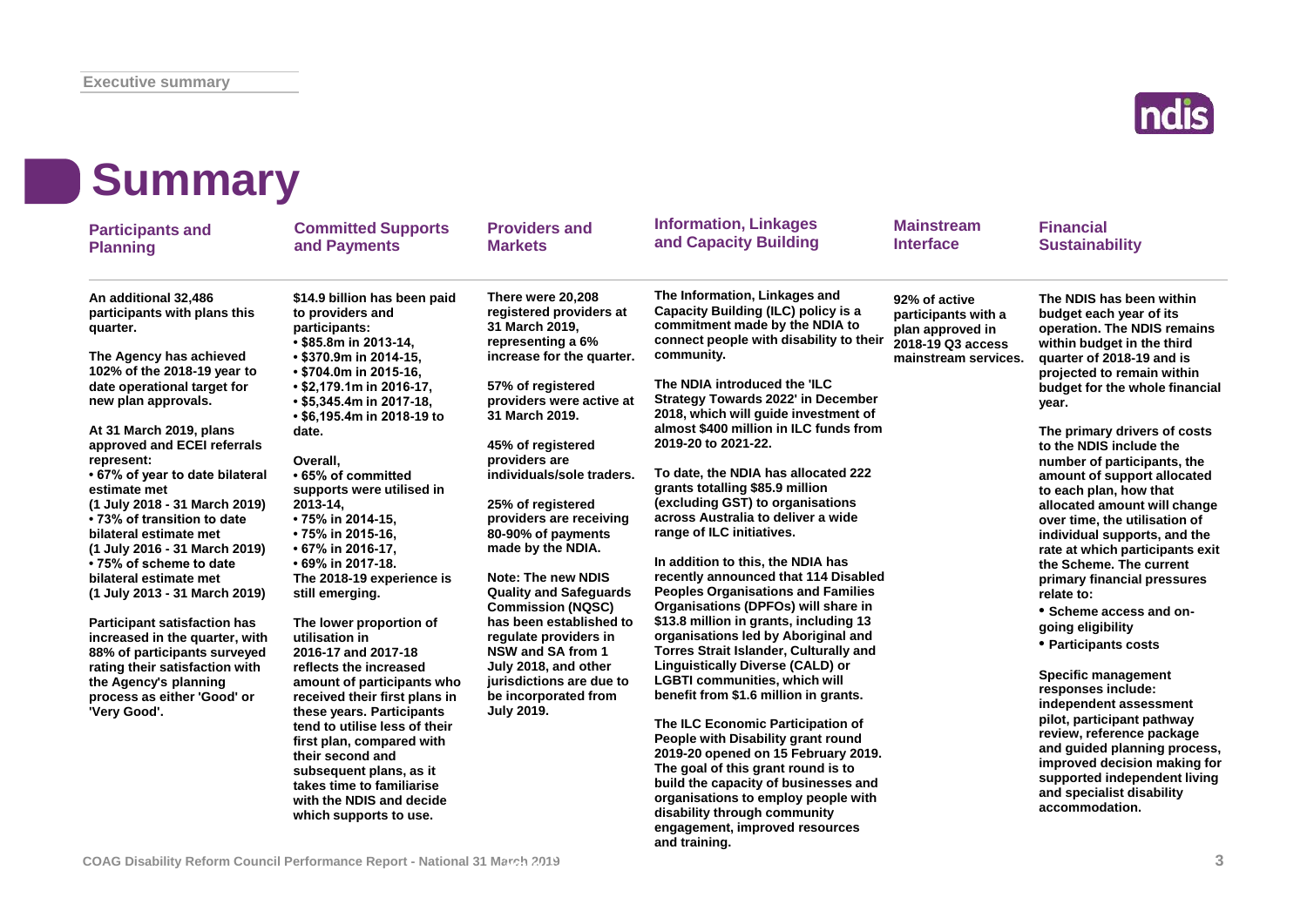# Summary

## Participants and Planning

**An additional 32,486 participants with plans this quarter.**

**The Agency has achieved 102% of the 2018-19 year to date operational target for new plan approvals.**

**At 31 March 2019, plans approved and ECEI referrals represent:**

- **67% of year to date bilateral estimate met (1 July 2018 - 31 March 2019)**
- **73% of transition to date bilateral estimate met (1 July 2016 - 31 March 2019)**
- **75% of scheme to date bilateral estimate met (1 July 2013 - 31 March 2019)**

**Participant satisfaction has increased in the quarter, with 88% of participants surveyed rating their satisfaction with the Agency's planning process as either 'Good' or 'Very Good'.**

## Committed Supports and Payments

**$14.9 billion has been paid to providers and participants:**

- **$85.8m in 2013-14,**
- **$370.9m in 2014-15,**
- **$704.0m in 2015-16,**
- **$2,179.1m in 2016-17,**
- **$5,345.4m in 2017-18,**
- **$6,195.4m in 2018-19 to date.**

**Overall,**

- **65% of committed supports were utilised in 2013-14,**
- **75% in 2014-15,**
- **75% in 2015-16,**
- **67% in 2016-17,**
- **69% in 2017-18.**

**The 2018-19 experience is still emerging.**

**The lower proportion of utilisation in 2016-17 and 2017-18 reflects the increased amount of participants who received their first plans in these years. Participants tend to utilise less of their first plan, compared with their second and subsequent plans, as it takes time to familiarise with the NDIS and decide which supports to use.**

## Providers and Markets

**There were 20,208 registered providers at 31 March 2019, representing a 6% increase for the quarter.**

**57% of registered providers were active at 31 March 2019.**

**45% of registered providers are individuals/sole traders.**

**25% of registered providers are receiving 80-90% of payments made by the NDIA.**

**Note: The new NDIS Quality and Safeguards Commission (NQSC) has been established to regulate providers in NSW and SA from 1 July 2018, and other jurisdictions are due to be incorporated from July 2019.**

## Information, Linkages and Capacity Building

**The Information, Linkages and Capacity Building (ILC) policy is a commitment made by the NDIA to connect people with disability to their community.**

**The NDIA introduced the 'ILC Strategy Towards 2022' in December 2018, which will guide investment of almost $400 million in ILC funds from 2019-20 to 2021-22.**

**To date, the NDIA has allocated 222 grants totalling $85.9 million (excluding GST) to organisations across Australia to deliver a wide range of ILC initiatives.**

**In addition to this, the NDIA has recently announced that 114 Disabled Peoples Organisations and Families Organisations (DPFOs) will share in $13.8 million in grants, including 13 organisations led by Aboriginal and Torres Strait Islander, Culturally and Linguistically Diverse (CALD) or LGBTI communities, which will benefit from $1.6 million in grants.**

**The ILC Economic Participation of People with Disability grant round 2019-20 opened on 15 February 2019. The goal of this grant round is to build the capacity of businesses and organisations to employ people with disability through community engagement, improved resources and training.**

## Mainstream Interface

**92% of active participants with a plan approved in 2018-19 Q3 access mainstream services.**

## Financial Sustainability

**The NDIS has been within budget each year of its operation. The NDIS remains within budget in the third quarter of 2018-19 and is projected to remain within budget for the whole financial year.**

**The primary drivers of costs to the NDIS include the number of participants, the amount of support allocated to each plan, how that allocated amount will change over time, the utilisation of individual supports, and the rate at which participants exit the Scheme. The current primary financial pressures relate to:**

- **Scheme access and on-going eligibility**
- **Participants costs**

**Specific management responses include: independent assessment pilot, participant pathway review, reference package and guided planning process, improved decision making for supported independent living and specialist disability accommodation.**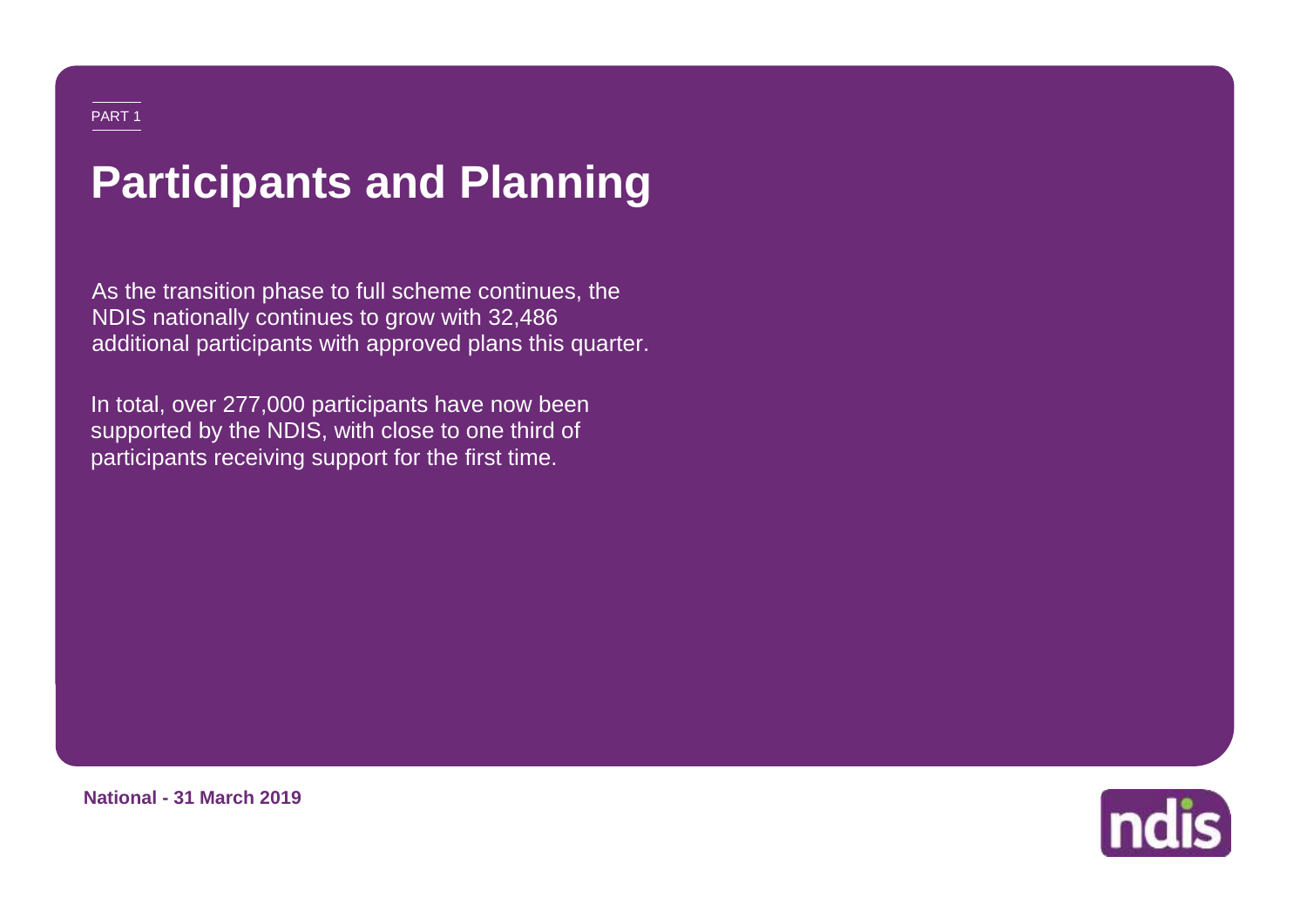PART 1

# Participants and Planning

As the transition phase to full scheme continues, the NDIS nationally continues to grow with 32,486 additional participants with approved plans this quarter.

In total, over 277,000 participants have now been supported by the NDIS, with close to one third of participants receiving support for the first time.

**National - 31 March 2019**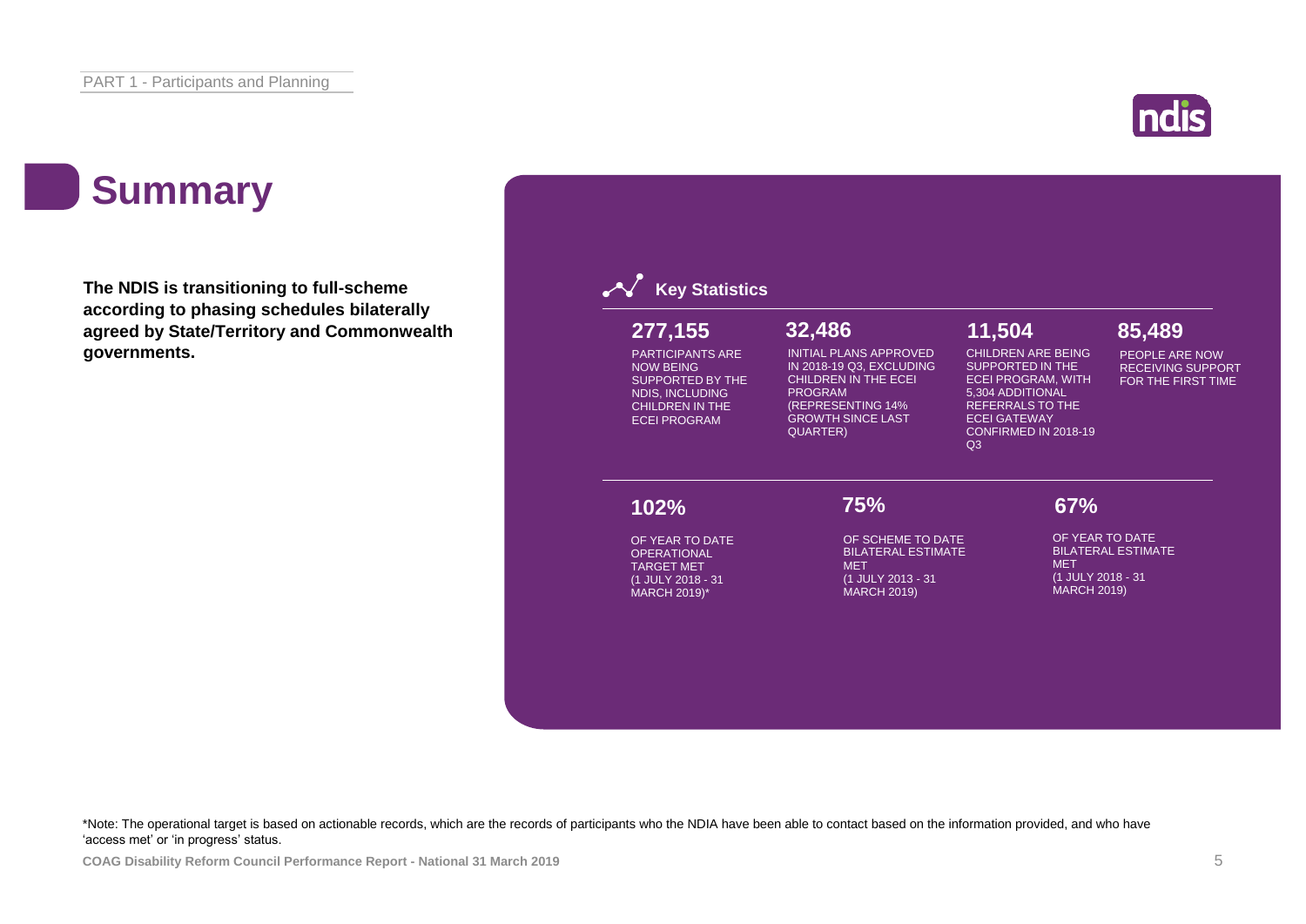# Summary

**The NDIS is transitioning to full-scheme according to phasing schedules bilaterally agreed by State/Territory and Commonwealth governments.**

## Key Statistics

**277,155**

PARTICIPANTS ARE NOW BEING SUPPORTED BY THE NDIS, INCLUDING CHILDREN IN THE ECEI PROGRAM

**32,486**

INITIAL PLANS APPROVED IN 2018-19 Q3, EXCLUDING CHILDREN IN THE ECEI PROGRAM (REPRESENTING 14% GROWTH SINCE LAST QUARTER)

**11,504**

CHILDREN ARE BEING SUPPORTED IN THE ECEI PROGRAM, WITH 5,304 ADDITIONAL REFERRALS TO THE ECEI GATEWAY CONFIRMED IN 2018-19 Q3

**85,489**

PEOPLE ARE NOW RECEIVING SUPPORT FOR THE FIRST TIME

**102%**

OF YEAR TO DATE OPERATIONAL TARGET MET (1 JULY 2018 - 31 MARCH 2019)*

**75%**

OF SCHEME TO DATE BILATERAL ESTIMATE MET (1 JULY 2013 - 31 MARCH 2019)

**67%**

OF YEAR TO DATE BILATERAL ESTIMATE MET (1 JULY 2018 - 31 MARCH 2019)

*Note: The operational target is based on actionable records, which are the records of participants who the NDIA have been able to contact based on the information provided, and who have 'access met' or 'in progress' status.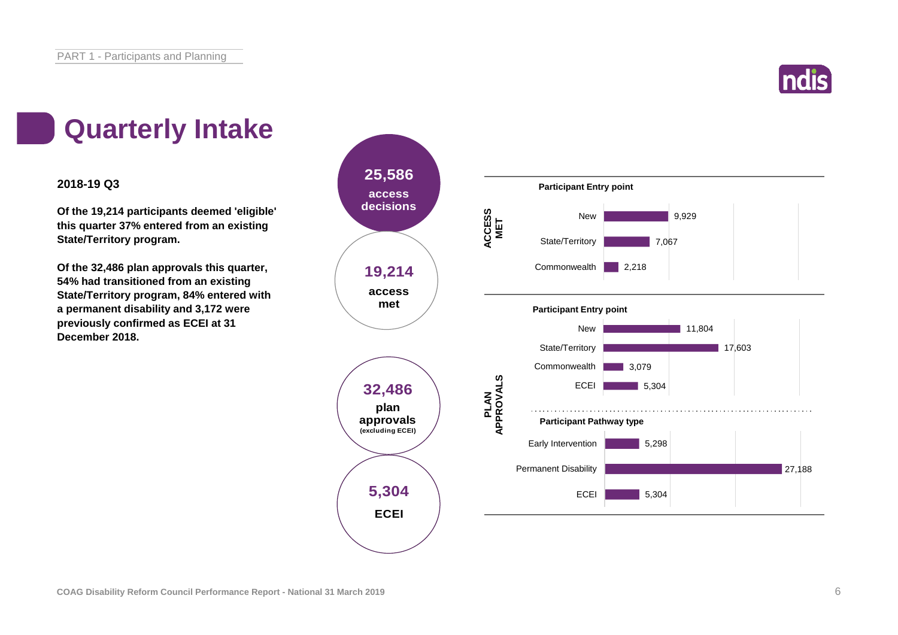# Quarterly Intake

**2018-19 Q3**

**Of the 19,214 participants deemed 'eligible' this quarter 37% entered from an existing State/Territory program.**

**Of the 32,486 plan approvals this quarter, 54% had transitioned from an existing State/Territory program, 84% entered with a permanent disability and 3,172 were previously confirmed as ECEI at 31 December 2018.**

**25,586** access decisions

**19,214** access met

**32,486** plan approvals (excluding ECEI)

**5,304** ECEI

**ACCESS MET**

| Participant Entry point | |
|---|---|
| New | 9,929 |
| State/Territory | 7,067 |
| Commonwealth | 2,218 |

**PLAN APPROVALS**

| Participant Entry point | |
|---|---|
| New | 11,804 |
| State/Territory | 17,603 |
| Commonwealth | 3,079 |
| ECEI | 5,304 |

| Participant Pathway type | |
|---|---|
| Early Intervention | 5,298 |
| Permanent Disability | 27,188 |
| ECEI | 5,304 |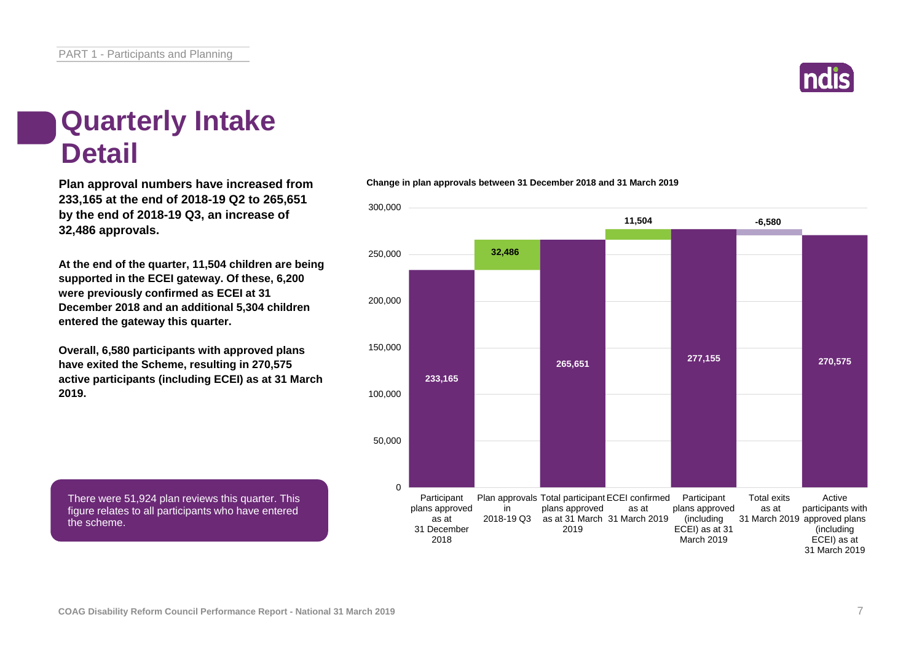# Quarterly Intake Detail

**Plan approval numbers have increased from 233,165 at the end of 2018-19 Q2 to 265,651 by the end of 2018-19 Q3, an increase of 32,486 approvals.**

**At the end of the quarter, 11,504 children are being supported in the ECEI gateway. Of these, 6,200 were previously confirmed as ECEI at 31 December 2018 and an additional 5,304 children entered the gateway this quarter.**

**Overall, 6,580 participants with approved plans have exited the Scheme, resulting in 270,575 active participants (including ECEI) as at 31 March 2019.**

There were 51,924 plan reviews this quarter. This figure relates to all participants who have entered the scheme.

**Change in plan approvals between 31 December 2018 and 31 March 2019**

| Category | Value |
|---|---|
| Participant plans approved as at 31 December 2018 | 233,165 |
| Plan approvals in 2018-19 Q3 | 32,486 |
| Total participant plans approved as at 31 March 2019 | 265,651 |
| ECEI confirmed as at 31 March 2019 | 11,504 |
| Participant plans approved (including ECEI) as at 31 March 2019 | 277,155 |
| Total exits as at 31 March 2019 | -6,580 |
| Active participants with approved plans (including ECEI) as at 31 March 2019 | 270,575 |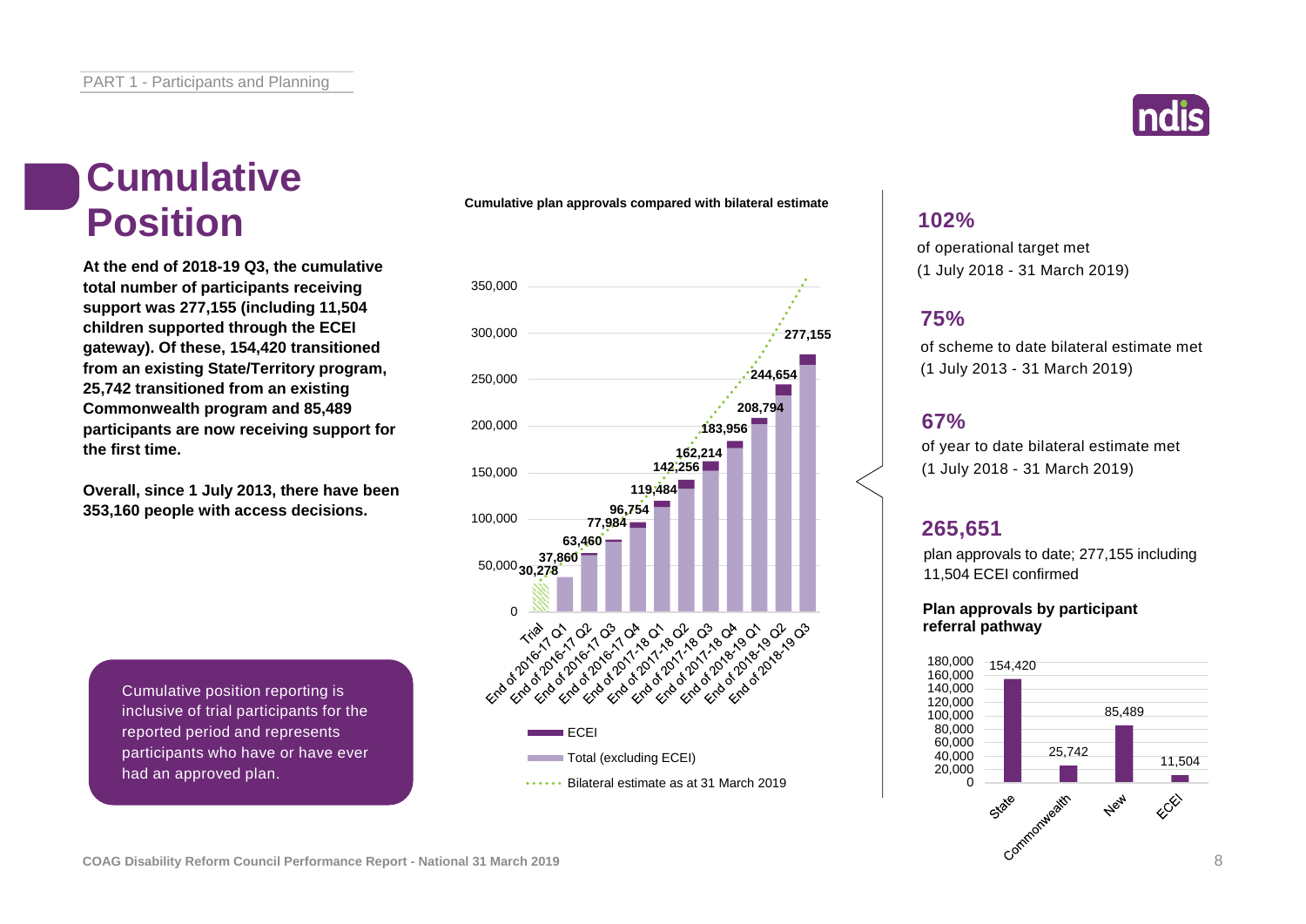# Cumulative Position

**At the end of 2018-19 Q3, the cumulative total number of participants receiving support was 277,155 (including 11,504 children supported through the ECEI gateway). Of these, 154,420 transitioned from an existing State/Territory program, 25,742 transitioned from an existing Commonwealth program and 85,489 participants are now receiving support for the first time.**

**Overall, since 1 July 2013, there have been 353,160 people with access decisions.**

Cumulative position reporting is inclusive of trial participants for the reported period and represents participants who have or have ever had an approved plan.

**Cumulative plan approvals compared with bilateral estimate**

| Period | Cumulative plan approvals |
|---|---|
| Trial | 30,278 |
| End of 2016-17 Q1 | 37,860 |
| End of 2016-17 Q2 | 63,460 |
| End of 2016-17 Q3 | 77,984 |
| End of 2016-17 Q4 | 96,754 |
| End of 2017-18 Q1 | 119,484 |
| End of 2017-18 Q2 | 142,256 |
| End of 2017-18 Q3 | 162,214 |
| End of 2017-18 Q4 | 183,956 |
| End of 2018-19 Q1 | 208,794 |
| End of 2018-19 Q2 | 244,654 |
| End of 2018-19 Q3 | 277,155 |

Legend: ECEI; Total (excluding ECEI); Bilateral estimate as at 31 March 2019

**102%**
of operational target met
(1 July 2018 - 31 March 2019)

**75%**
of scheme to date bilateral estimate met
(1 July 2013 - 31 March 2019)

**67%**
of year to date bilateral estimate met
(1 July 2018 - 31 March 2019)

**265,651**
plan approvals to date; 277,155 including 11,504 ECEI confirmed

**Plan approvals by participant referral pathway**

| Pathway | Plan approvals |
|---|---|
| State | 154,420 |
| Commonwealth | 25,742 |
| New | 85,489 |
| ECEI | 11,504 |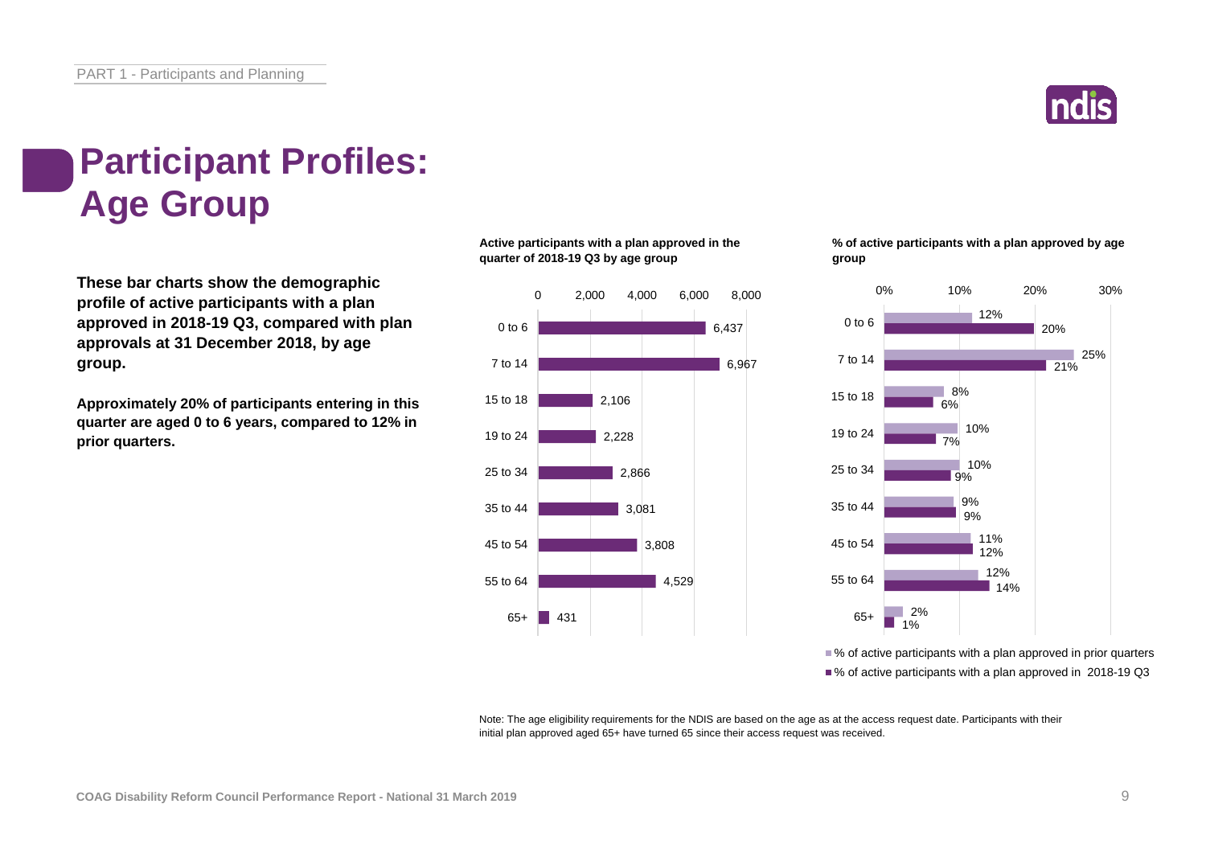# Participant Profiles: Age Group

**These bar charts show the demographic profile of active participants with a plan approved in 2018-19 Q3, compared with plan approvals at 31 December 2018, by age group.**

**Approximately 20% of participants entering in this quarter are aged 0 to 6 years, compared to 12% in prior quarters.**

**Active participants with a plan approved in the quarter of 2018-19 Q3 by age group**

| Age group | Active participants |
|---|---|
| 0 to 6 | 6,437 |
| 7 to 14 | 6,967 |
| 15 to 18 | 2,106 |
| 19 to 24 | 2,228 |
| 25 to 34 | 2,866 |
| 35 to 44 | 3,081 |
| 45 to 54 | 3,808 |
| 55 to 64 | 4,529 |
| 65+ | 431 |

**% of active participants with a plan approved by age group**

| Age group | % of active participants with a plan approved in prior quarters | % of active participants with a plan approved in 2018-19 Q3 |
|---|---|---|
| 0 to 6 | 12% | 20% |
| 7 to 14 | 25% | 21% |
| 15 to 18 | 8% | 6% |
| 19 to 24 | 10% | 7% |
| 25 to 34 | 10% | 9% |
| 35 to 44 | 9% | 9% |
| 45 to 54 | 11% | 12% |
| 55 to 64 | 12% | 14% |
| 65+ | 2% | 1% |

Note: The age eligibility requirements for the NDIS are based on the age as at the access request date. Participants with their initial plan approved aged 65+ have turned 65 since their access request was received.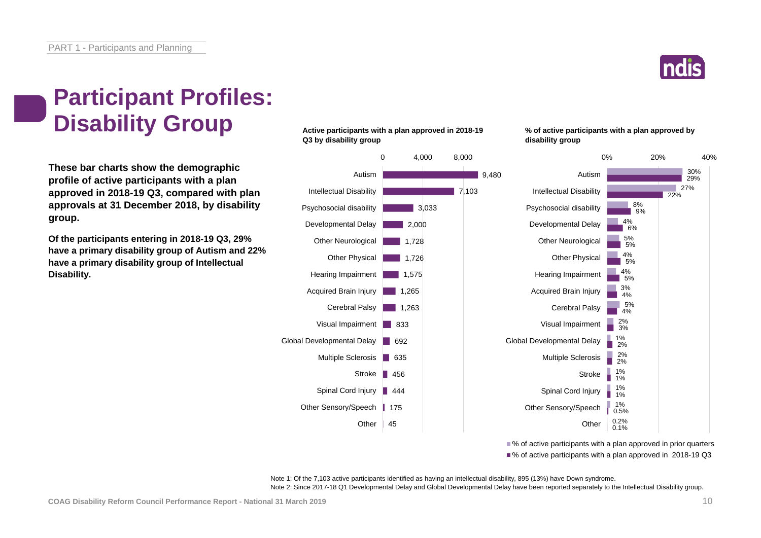# Participant Profiles: Disability Group

**These bar charts show the demographic profile of active participants with a plan approved in 2018-19 Q3, compared with plan approvals at 31 December 2018, by disability group.**

**Of the participants entering in 2018-19 Q3, 29% have a primary disability group of Autism and 22% have a primary disability group of Intellectual Disability.**

**Active participants with a plan approved in 2018-19 Q3 by disability group**

| Disability group | Active participants |
|---|---|
| Autism | 9,480 |
| Intellectual Disability | 7,103 |
| Psychosocial disability | 3,033 |
| Developmental Delay | 2,000 |
| Other Neurological | 1,728 |
| Other Physical | 1,726 |
| Hearing Impairment | 1,575 |
| Acquired Brain Injury | 1,265 |
| Cerebral Palsy | 1,263 |
| Visual Impairment | 833 |
| Global Developmental Delay | 692 |
| Multiple Sclerosis | 635 |
| Stroke | 456 |
| Spinal Cord Injury | 444 |
| Other Sensory/Speech | 175 |
| Other | 45 |

**% of active participants with a plan approved by disability group**

| Disability group | % of active participants with a plan approved in prior quarters | % of active participants with a plan approved in 2018-19 Q3 |
|---|---|---|
| Autism | 30% | 29% |
| Intellectual Disability | 27% | 22% |
| Psychosocial disability | 8% | 9% |
| Developmental Delay | 4% | 6% |
| Other Neurological | 5% | 5% |
| Other Physical | 4% | 5% |
| Hearing Impairment | 4% | 5% |
| Acquired Brain Injury | 3% | 4% |
| Cerebral Palsy | 5% | 4% |
| Visual Impairment | 2% | 3% |
| Global Developmental Delay | 1% | 2% |
| Multiple Sclerosis | 2% | 2% |
| Stroke | 1% | 1% |
| Spinal Cord Injury | 1% | 1% |
| Other Sensory/Speech | 1% | 0.5% |
| Other | 0.2% | 0.1% |

Note 1: Of the 7,103 active participants identified as having an intellectual disability, 895 (13%) have Down syndrome.

Note 2: Since 2017-18 Q1 Developmental Delay and Global Developmental Delay have been reported separately to the Intellectual Disability group.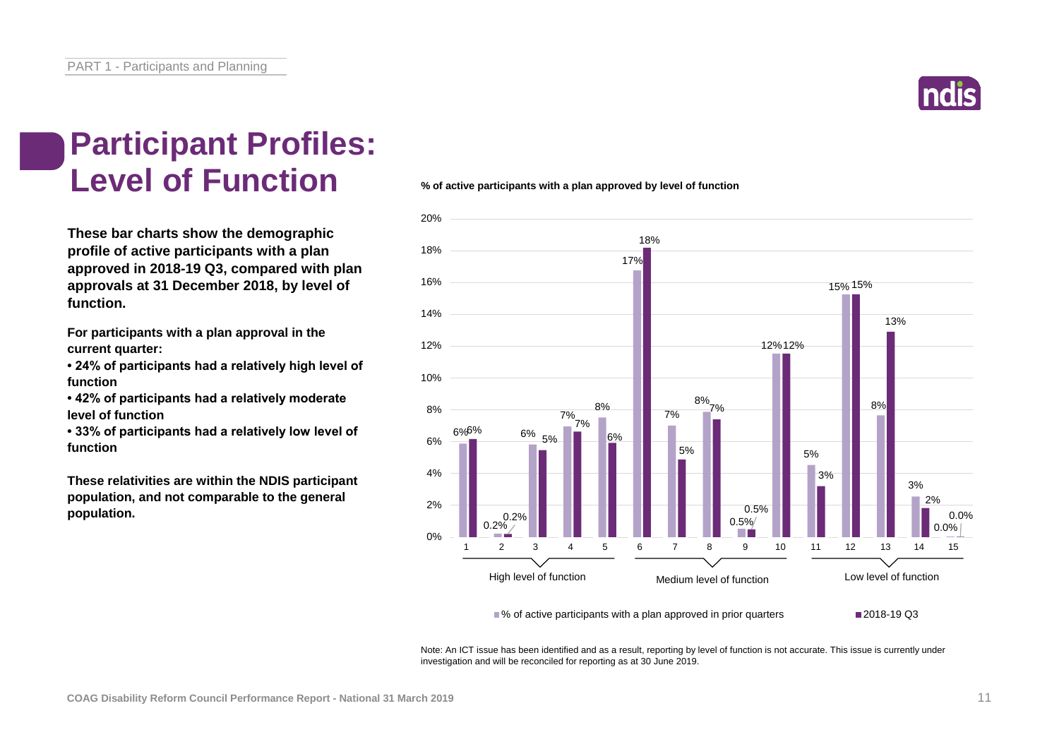# Participant Profiles: Level of Function

**These bar charts show the demographic profile of active participants with a plan approved in 2018-19 Q3, compared with plan approvals at 31 December 2018, by level of function.**

**For participants with a plan approval in the current quarter:**

- **24% of participants had a relatively high level of function**
- **42% of participants had a relatively moderate level of function**
- **33% of participants had a relatively low level of function**

**These relativities are within the NDIS participant population, and not comparable to the general population.**

**% of active participants with a plan approved by level of function**

| Level of function | Group | % of active participants with a plan approved in prior quarters | 2018-19 Q3 |
|---|---|---|---|
| 1 | High level of function | 6% | 6% |
| 2 | High level of function | 0.2% | 0.2% |
| 3 | High level of function | 6% | 5% |
| 4 | High level of function | 7% | 7% |
| 5 | High level of function | 8% | 6% |
| 6 | Medium level of function | 17% | 18% |
| 7 | Medium level of function | 7% | 5% |
| 8 | Medium level of function | 8% | 7% |
| 9 | Medium level of function | 0.5% | 0.5% |
| 10 | Medium level of function | 12% | 12% |
| 11 | Low level of function | 5% | 3% |
| 12 | Low level of function | 15% | 15% |
| 13 | Low level of function | 8% | 13% |
| 14 | Low level of function | 3% | 2% |
| 15 | Low level of function | 0.0% | 0.0% |

Note: An ICT issue has been identified and as a result, reporting by level of function is not accurate. This issue is currently under investigation and will be reconciled for reporting as at 30 June 2019.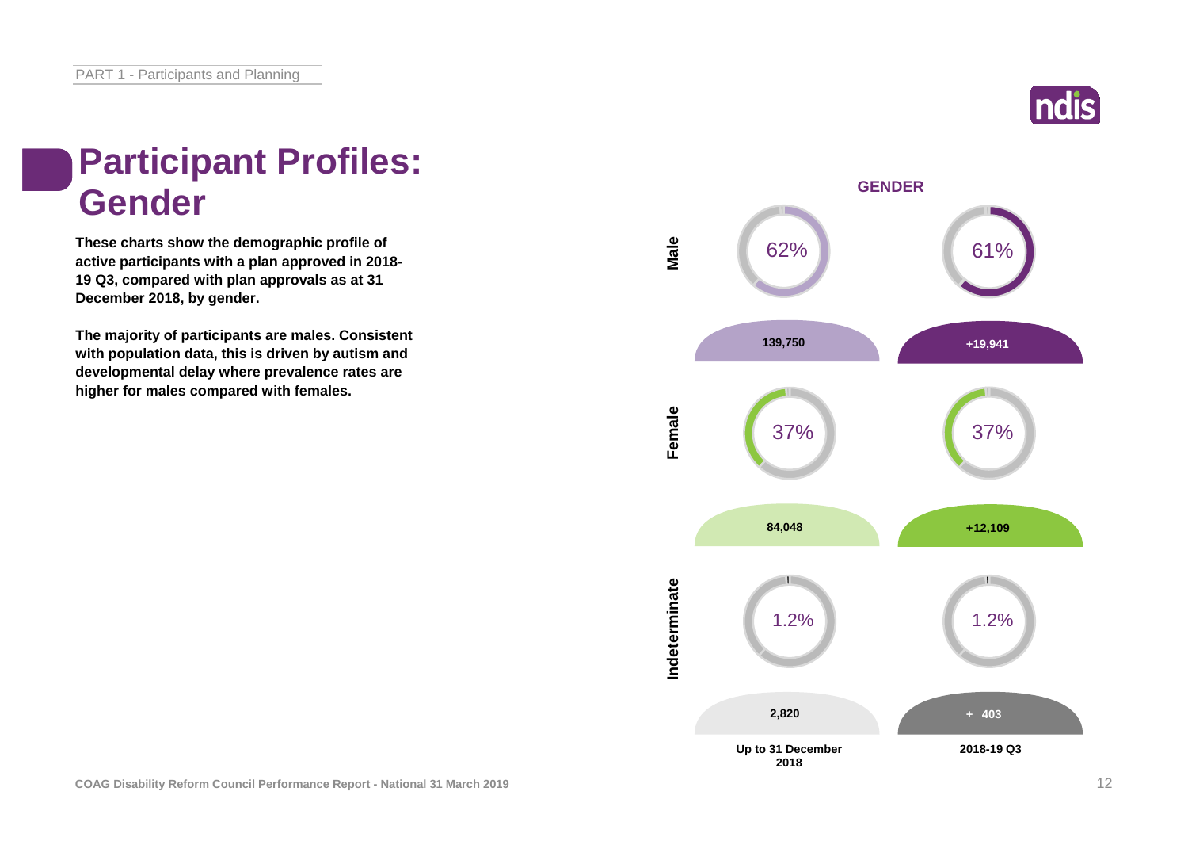# Participant Profiles: Gender

**These charts show the demographic profile of active participants with a plan approved in 2018-19 Q3, compared with plan approvals as at 31 December 2018, by gender.**

**The majority of participants are males. Consistent with population data, this is driven by autism and developmental delay where prevalence rates are higher for males compared with females.**

**GENDER**

| | Up to 31 December 2018 | 2018-19 Q3 |
|---|---|---|
| **Male** | 62% | 61% |
| | 139,750 | +19,941 |
| **Female** | 37% | 37% |
| | 84,048 | +12,109 |
| **Indeterminate** | 1.2% | 1.2% |
| | 2,820 | + 403 |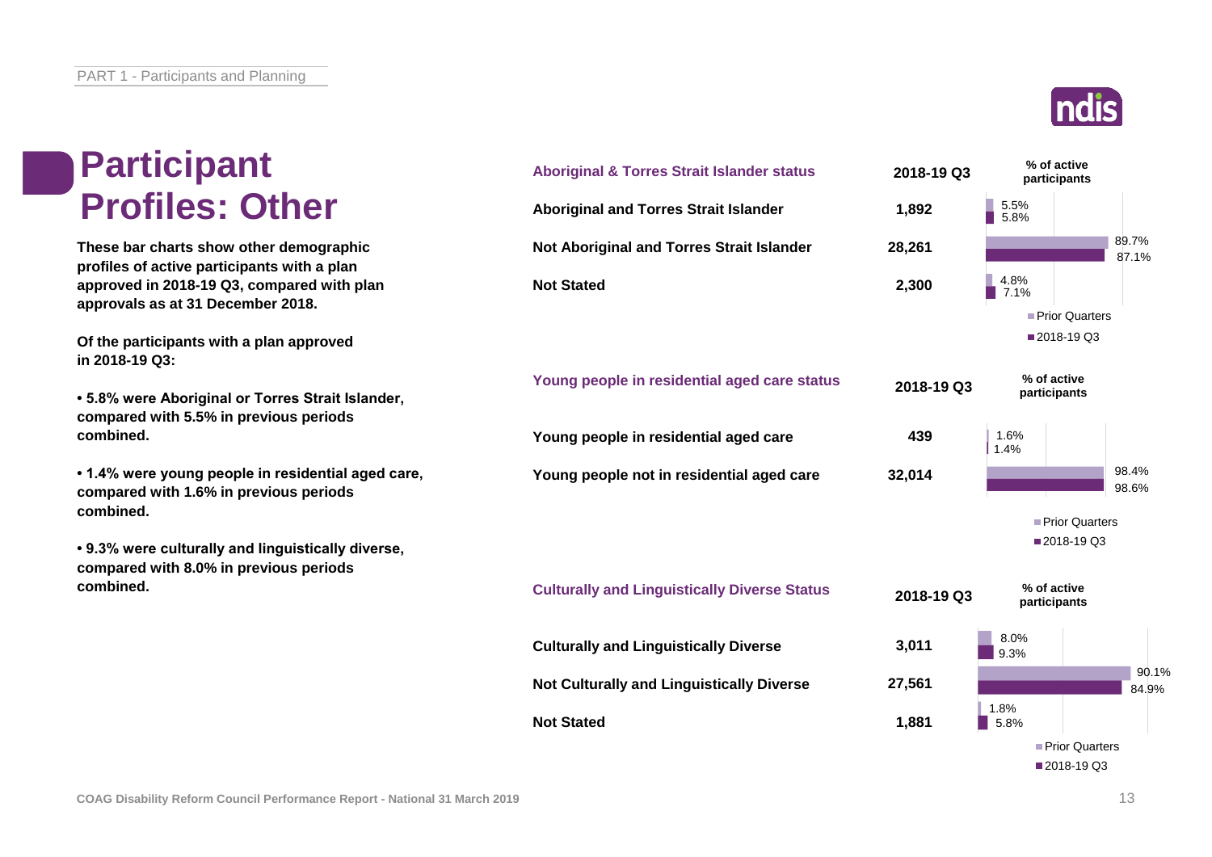# Participant Profiles: Other

**These bar charts show other demographic profiles of active participants with a plan approved in 2018-19 Q3, compared with plan approvals as at 31 December 2018.**

**Of the participants with a plan approved in 2018-19 Q3:**

- **5.8% were Aboriginal or Torres Strait Islander, compared with 5.5% in previous periods combined.**
- **1.4% were young people in residential aged care, compared with 1.6% in previous periods combined.**
- **9.3% were culturally and linguistically diverse, compared with 8.0% in previous periods combined.**

| Aboriginal & Torres Strait Islander status | 2018-19 Q3 | % of active participants – Prior Quarters | % of active participants – 2018-19 Q3 |
|---|---|---|---|
| Aboriginal and Torres Strait Islander | 1,892 | 5.5% | 5.8% |
| Not Aboriginal and Torres Strait Islander | 28,261 | 89.7% | 87.1% |
| Not Stated | 2,300 | 4.8% | 7.1% |

| Young people in residential aged care status | 2018-19 Q3 | % of active participants – Prior Quarters | % of active participants – 2018-19 Q3 |
|---|---|---|---|
| Young people in residential aged care | 439 | 1.6% | 1.4% |
| Young people not in residential aged care | 32,014 | 98.4% | 98.6% |

| Culturally and Linguistically Diverse Status | 2018-19 Q3 | % of active participants – Prior Quarters | % of active participants – 2018-19 Q3 |
|---|---|---|---|
| Culturally and Linguistically Diverse | 3,011 | 8.0% | 9.3% |
| Not Culturally and Linguistically Diverse | 27,561 | 90.1% | 84.9% |
| Not Stated | 1,881 | 1.8% | 5.8% |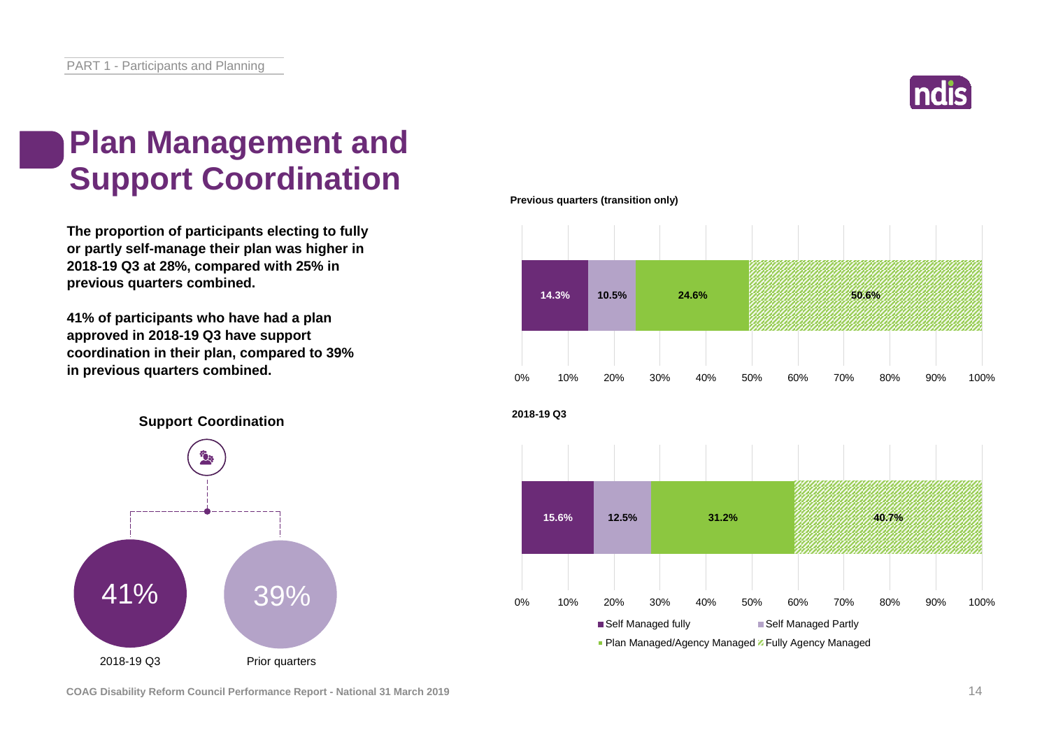# Plan Management and Support Coordination

**The proportion of participants electing to fully or partly self-manage their plan was higher in 2018-19 Q3 at 28%, compared with 25% in previous quarters combined.**

**41% of participants who have had a plan approved in 2018-19 Q3 have support coordination in their plan, compared to 39% in previous quarters combined.**

**Support Coordination**

| 2018-19 Q3 | Prior quarters |
|---|---|
| 41% | 39% |

**Previous quarters (transition only)**

| Self Managed fully | Self Managed Partly | Plan Managed/Agency Managed | Fully Agency Managed |
|---|---|---|---|
| 14.3% | 10.5% | 24.6% | 50.6% |

**2018-19 Q3**

| Self Managed fully | Self Managed Partly | Plan Managed/Agency Managed | Fully Agency Managed |
|---|---|---|---|
| 15.6% | 12.5% | 31.2% | 40.7% |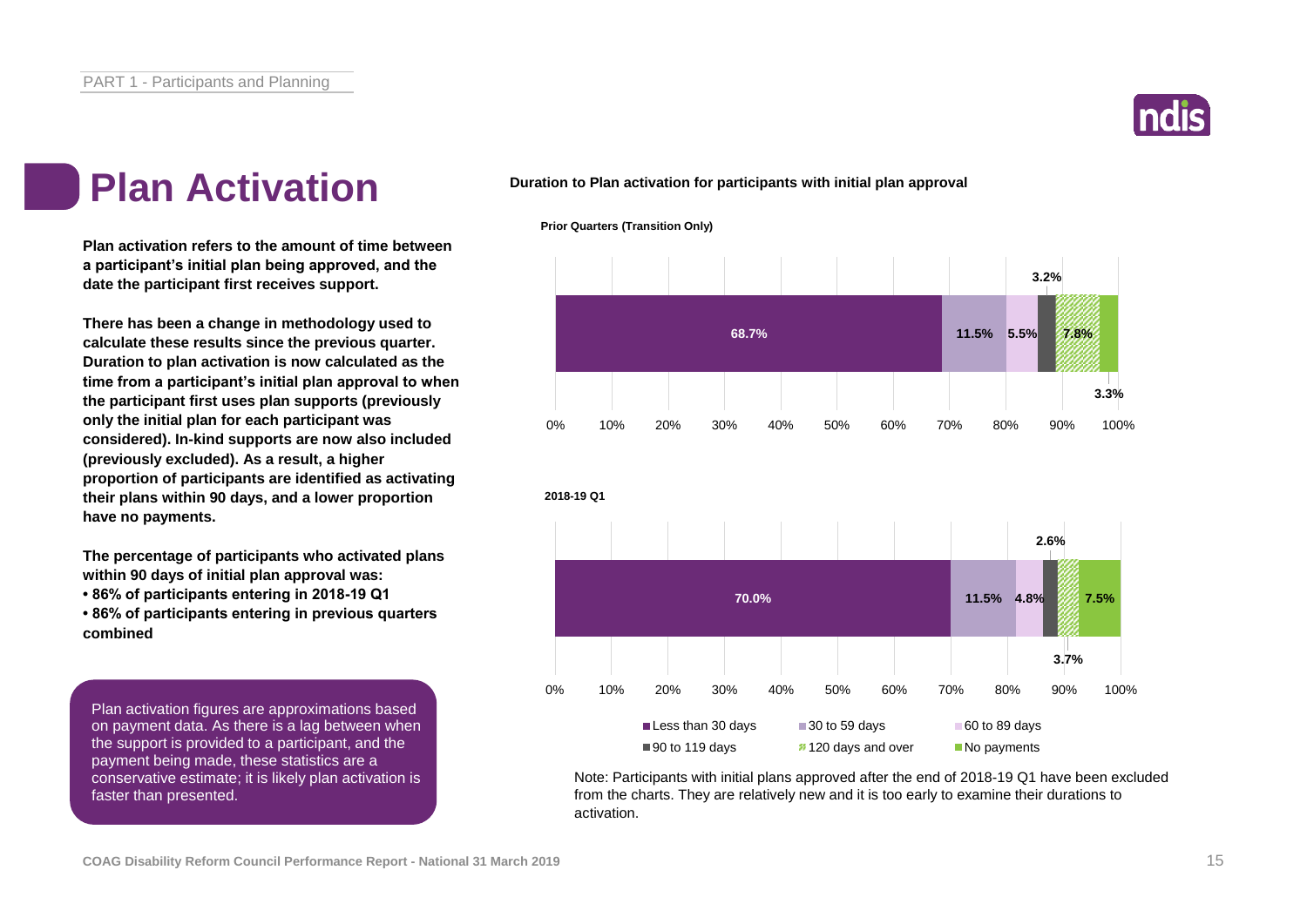# Plan Activation

**Plan activation refers to the amount of time between a participant's initial plan being approved, and the date the participant first receives support.**

**There has been a change in methodology used to calculate these results since the previous quarter. Duration to plan activation is now calculated as the time from a participant's initial plan approval to when the participant first uses plan supports (previously only the initial plan for each participant was considered). In-kind supports are now also included (previously excluded). As a result, a higher proportion of participants are identified as activating their plans within 90 days, and a lower proportion have no payments.**

**The percentage of participants who activated plans within 90 days of initial plan approval was:**

- **86% of participants entering in 2018-19 Q1**
- **86% of participants entering in previous quarters combined**

Plan activation figures are approximations based on payment data. As there is a lag between when the support is provided to a participant, and the payment being made, these statistics are a conservative estimate; it is likely plan activation is faster than presented.

**Duration to Plan activation for participants with initial plan approval**

| | Less than 30 days | 30 to 59 days | 60 to 89 days | 90 to 119 days | 120 days and over | No payments |
|---|---|---|---|---|---|---|
| Prior Quarters (Transition Only) | 68.7% | 11.5% | 5.5% | 3.2% | 7.8% | 3.3% |
| 2018-19 Q1 | 70.0% | 11.5% | 4.8% | 2.6% | 3.7% | 7.5% |

Note: Participants with initial plans approved after the end of 2018-19 Q1 have been excluded from the charts. They are relatively new and it is too early to examine their durations to activation.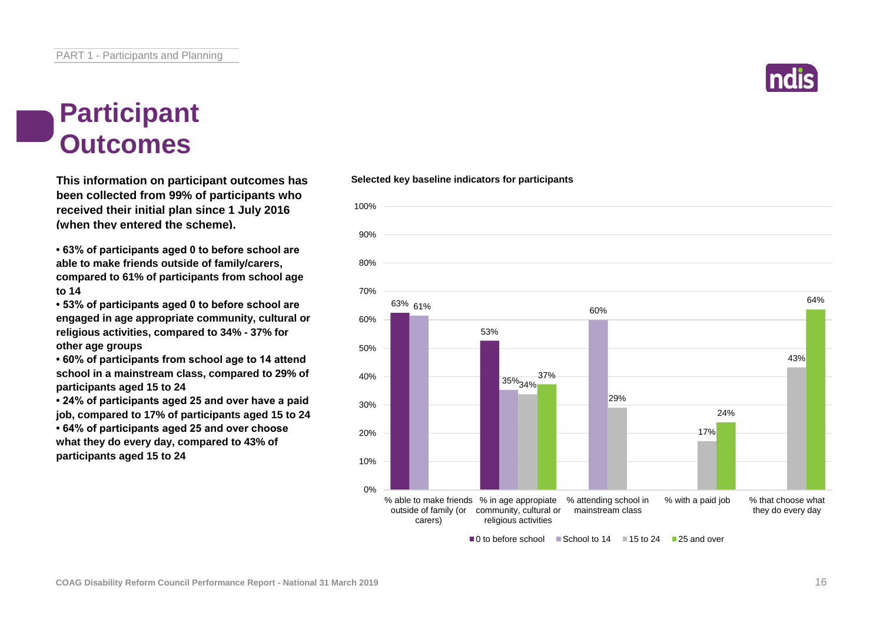# Participant Outcomes

**This information on participant outcomes has been collected from 99% of participants who received their initial plan since 1 July 2016 (when they entered the scheme).**

- **63% of participants aged 0 to before school are able to make friends outside of family/carers, compared to 61% of participants from school age to 14**
- **53% of participants aged 0 to before school are engaged in age appropriate community, cultural or religious activities, compared to 34% - 37% for other age groups**
- **60% of participants from school age to 14 attend school in a mainstream class, compared to 29% of participants aged 15 to 24**
- **24% of participants aged 25 and over have a paid job, compared to 17% of participants aged 15 to 24**
- **64% of participants aged 25 and over choose what they do every day, compared to 43% of participants aged 15 to 24**

**Selected key baseline indicators for participants**

| Indicator | 0 to before school | School to 14 | 15 to 24 | 25 and over |
|---|---|---|---|---|
| % able to make friends outside of family (or carers) | 63% | 61% | | |
| % in age appropriate community, cultural or religious activities | 53% | 35% | 34% | 37% |
| % attending school in mainstream class | | 60% | 29% | |
| % with a paid job | | | 17% | 24% |
| % that choose what they do every day | | | 43% | 64% |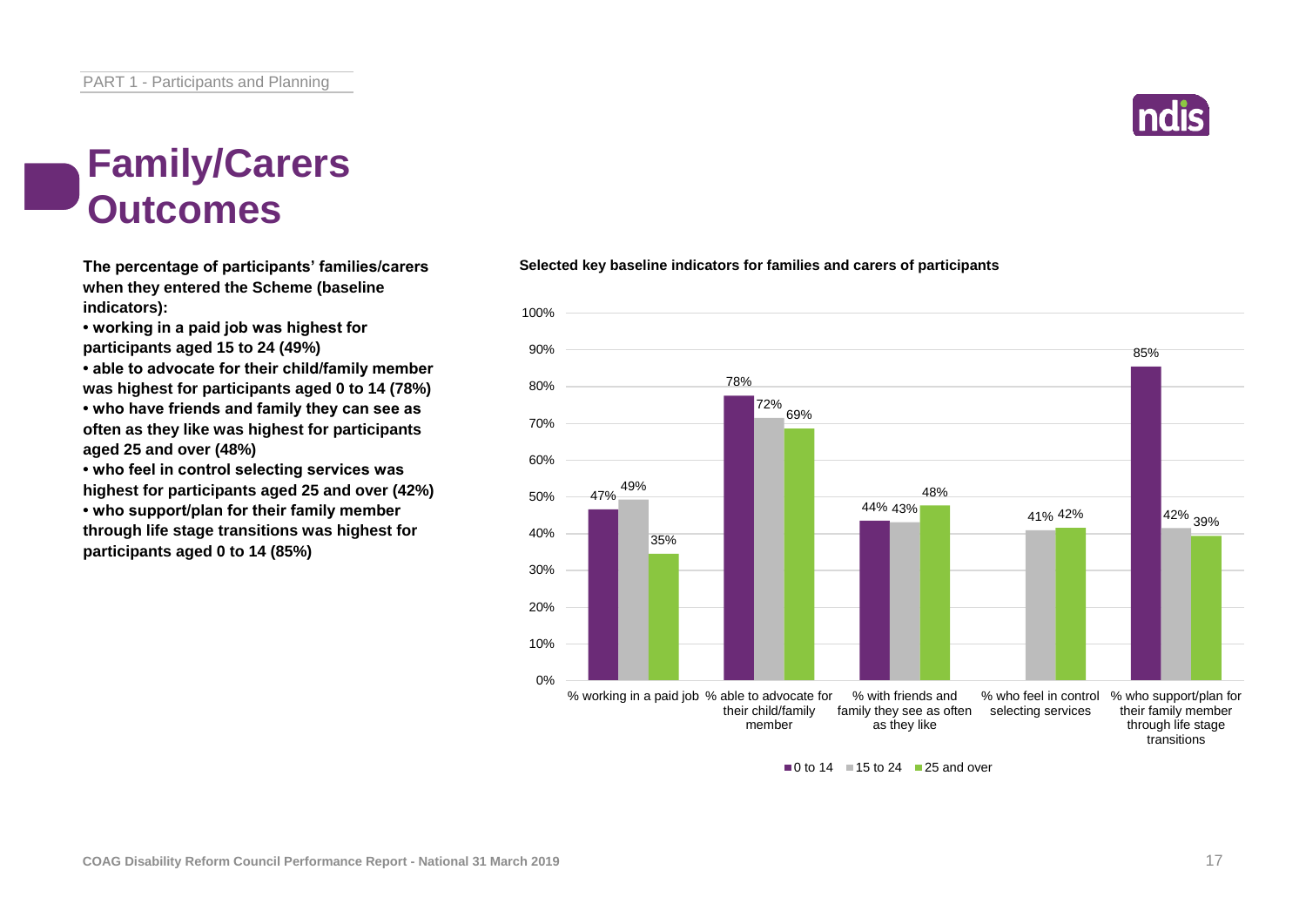# Family/Carers Outcomes

**The percentage of participants' families/carers when they entered the Scheme (baseline indicators):**

- **working in a paid job was highest for participants aged 15 to 24 (49%)**
- **able to advocate for their child/family member was highest for participants aged 0 to 14 (78%)**
- **who have friends and family they can see as often as they like was highest for participants aged 25 and over (48%)**
- **who feel in control selecting services was highest for participants aged 25 and over (42%)**
- **who support/plan for their family member through life stage transitions was highest for participants aged 0 to 14 (85%)**

**Selected key baseline indicators for families and carers of participants**

| Indicator | 0 to 14 | 15 to 24 | 25 and over |
| --- | --- | --- | --- |
| % working in a paid job | 47% | 49% | 35% |
| % able to advocate for their child/family member | 78% | 72% | 69% |
| % with friends and family they see as often as they like | 44% | 43% | 48% |
| % who feel in control selecting services | | 41% | 42% |
| % who support/plan for their family member through life stage transitions | 85% | 42% | 39% |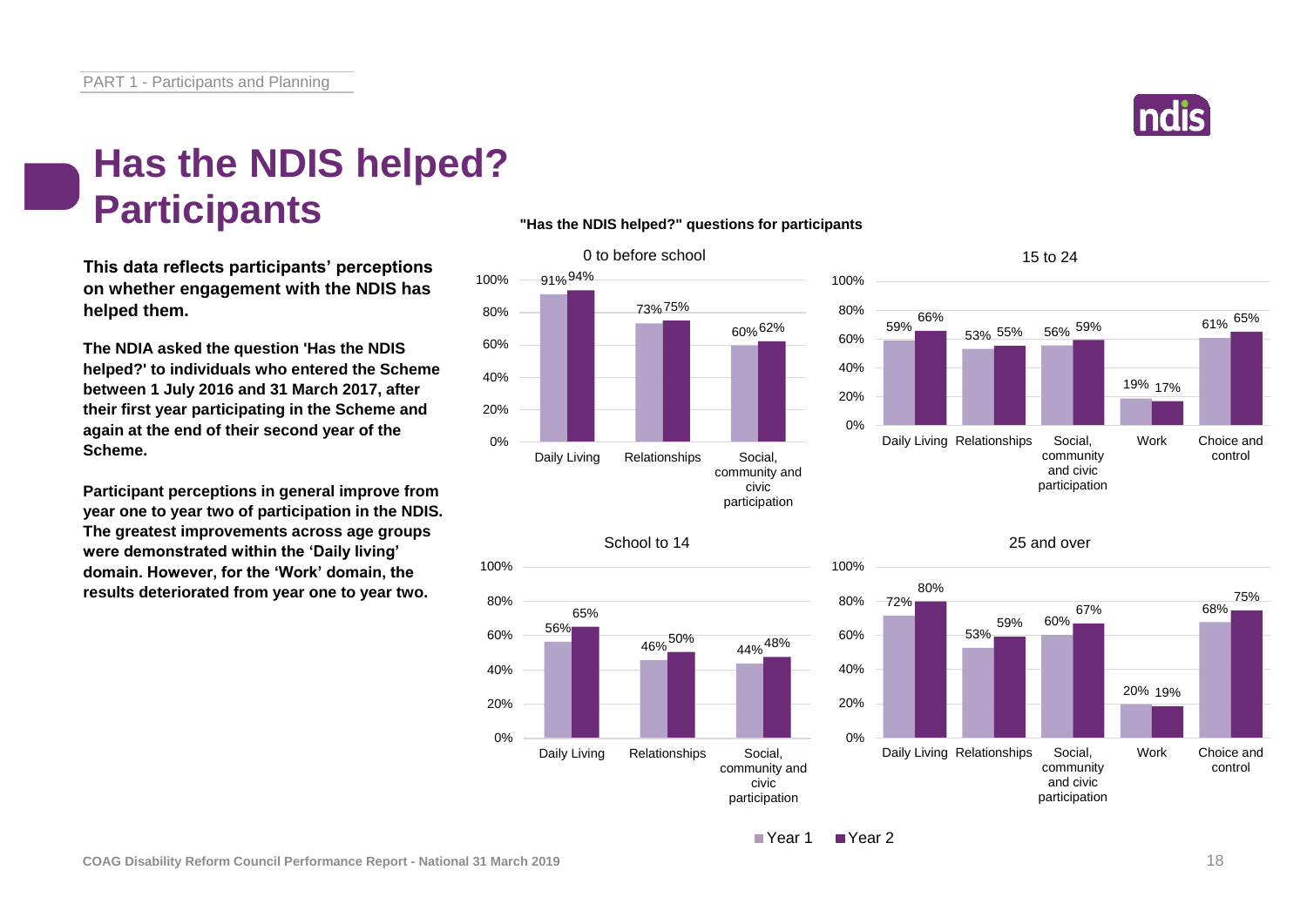# Has the NDIS helped? Participants

**This data reflects participants' perceptions on whether engagement with the NDIS has helped them.**

**The NDIA asked the question 'Has the NDIS helped?' to individuals who entered the Scheme between 1 July 2016 and 31 March 2017, after their first year participating in the Scheme and again at the end of their second year of the Scheme.**

**Participant perceptions in general improve from year one to year two of participation in the NDIS. The greatest improvements across age groups were demonstrated within the 'Daily living' domain. However, for the 'Work' domain, the results deteriorated from year one to year two.**

**"Has the NDIS helped?" questions for participants**

0 to before school

| Domain | Year 1 | Year 2 |
|---|---|---|
| Daily Living | 91% | 94% |
| Relationships | 73% | 75% |
| Social, community and civic participation | 60% | 62% |

15 to 24

| Domain | Year 1 | Year 2 |
|---|---|---|
| Daily Living | 59% | 66% |
| Relationships | 53% | 55% |
| Social, community and civic participation | 56% | 59% |
| Work | 19% | 17% |
| Choice and control | 61% | 65% |

School to 14

| Domain | Year 1 | Year 2 |
|---|---|---|
| Daily Living | 56% | 65% |
| Relationships | 46% | 50% |
| Social, community and civic participation | 44% | 48% |

25 and over

| Domain | Year 1 | Year 2 |
|---|---|---|
| Daily Living | 72% | 80% |
| Relationships | 53% | 59% |
| Social, community and civic participation | 60% | 67% |
| Work | 20% | 19% |
| Choice and control | 68% | 75% |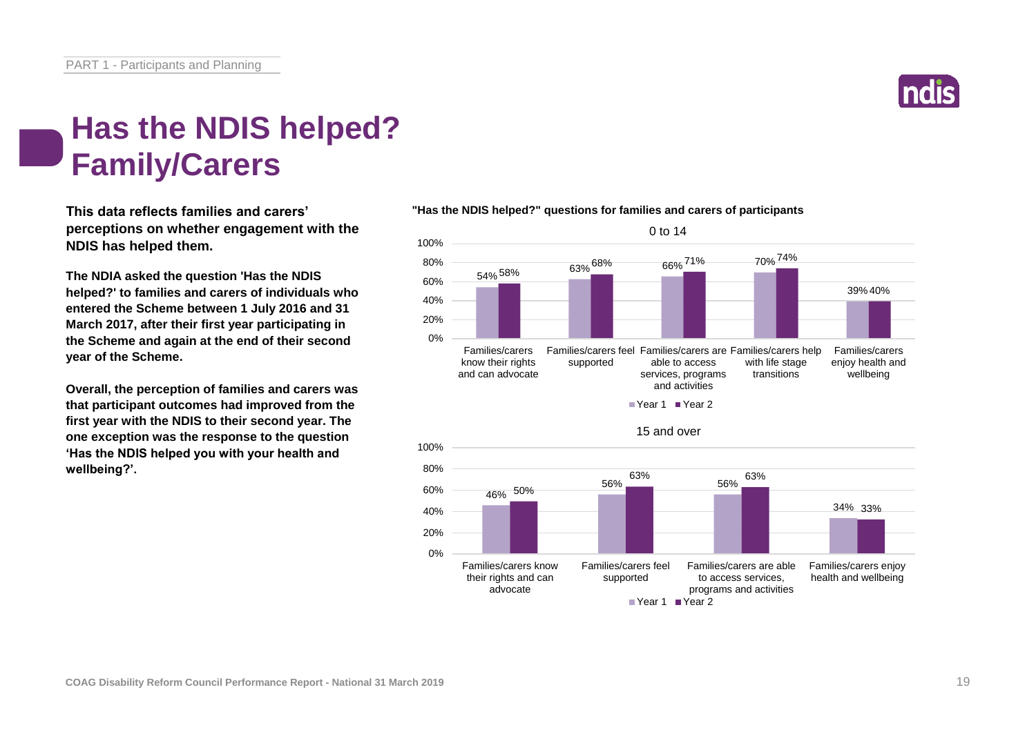# Has the NDIS helped? Family/Carers

**This data reflects families and carers' perceptions on whether engagement with the NDIS has helped them.**

**The NDIA asked the question 'Has the NDIS helped?' to families and carers of individuals who entered the Scheme between 1 July 2016 and 31 March 2017, after their first year participating in the Scheme and again at the end of their second year of the Scheme.**

**Overall, the perception of families and carers was that participant outcomes had improved from the first year with the NDIS to their second year. The one exception was the response to the question 'Has the NDIS helped you with your health and wellbeing?'.**

**"Has the NDIS helped?" questions for families and carers of participants**

0 to 14

| | Year 1 | Year 2 |
|---|---|---|
| Families/carers know their rights and can advocate | 54% | 58% |
| Families/carers feel supported | 63% | 68% |
| Families/carers are able to access services, programs and activities | 66% | 71% |
| Families/carers help with life stage transitions | 70% | 74% |
| Families/carers enjoy health and wellbeing | 39% | 40% |

15 and over

| | Year 1 | Year 2 |
|---|---|---|
| Families/carers know their rights and can advocate | 46% | 50% |
| Families/carers feel supported | 56% | 63% |
| Families/carers are able to access services, programs and activities | 56% | 63% |
| Families/carers enjoy health and wellbeing | 34% | 33% |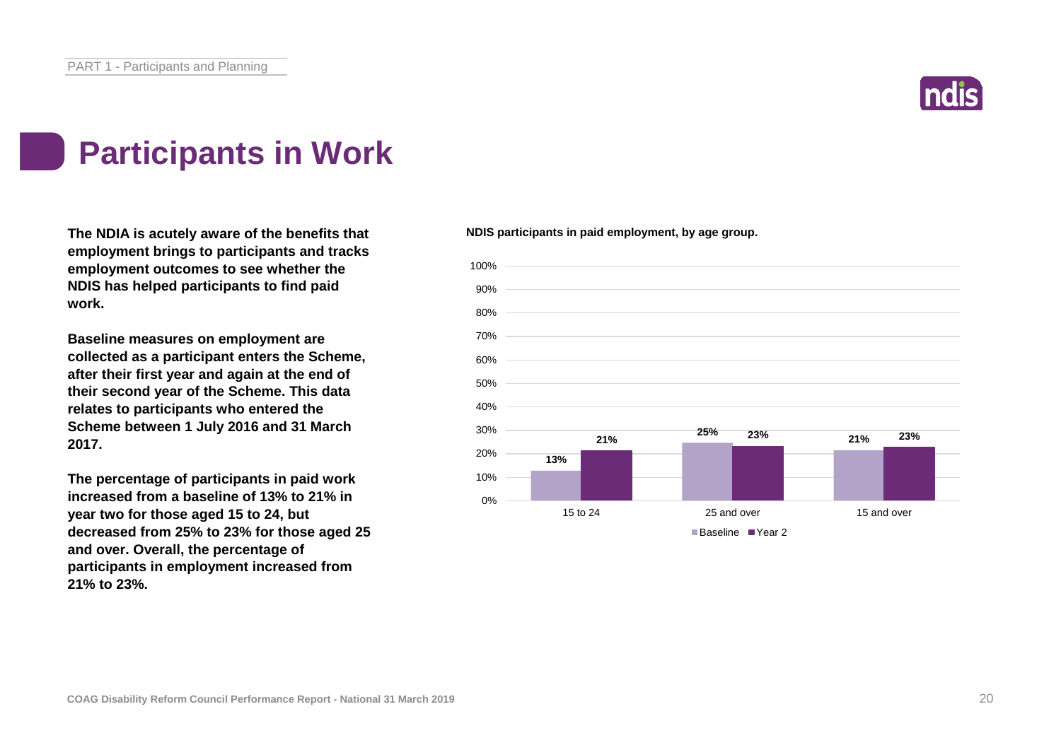# Participants in Work

**The NDIA is acutely aware of the benefits that employment brings to participants and tracks employment outcomes to see whether the NDIS has helped participants to find paid work.**

**Baseline measures on employment are collected as a participant enters the Scheme, after their first year and again at the end of their second year of the Scheme. This data relates to participants who entered the Scheme between 1 July 2016 and 31 March 2017.**

**The percentage of participants in paid work increased from a baseline of 13% to 21% in year two for those aged 15 to 24, but decreased from 25% to 23% for those aged 25 and over. Overall, the percentage of participants in employment increased from 21% to 23%.**

**NDIS participants in paid employment, by age group.**

| Age group | Baseline | Year 2 |
|---|---|---|
| 15 to 24 | 13% | 21% |
| 25 and over | 25% | 23% |
| 15 and over | 21% | 23% |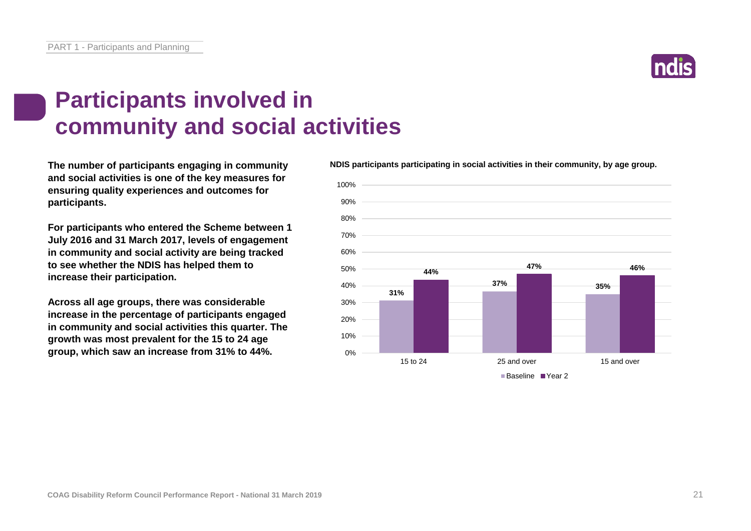# Participants involved in community and social activities

**The number of participants engaging in community and social activities is one of the key measures for ensuring quality experiences and outcomes for participants.**

**For participants who entered the Scheme between 1 July 2016 and 31 March 2017, levels of engagement in community and social activity are being tracked to see whether the NDIS has helped them to increase their participation.**

**Across all age groups, there was considerable increase in the percentage of participants engaged in community and social activities this quarter. The growth was most prevalent for the 15 to 24 age group, which saw an increase from 31% to 44%.**

**NDIS participants participating in social activities in their community, by age group.**

| Age group | Baseline | Year 2 |
|---|---|---|
| 15 to 24 | 31% | 44% |
| 25 and over | 37% | 47% |
| 15 and over | 35% | 46% |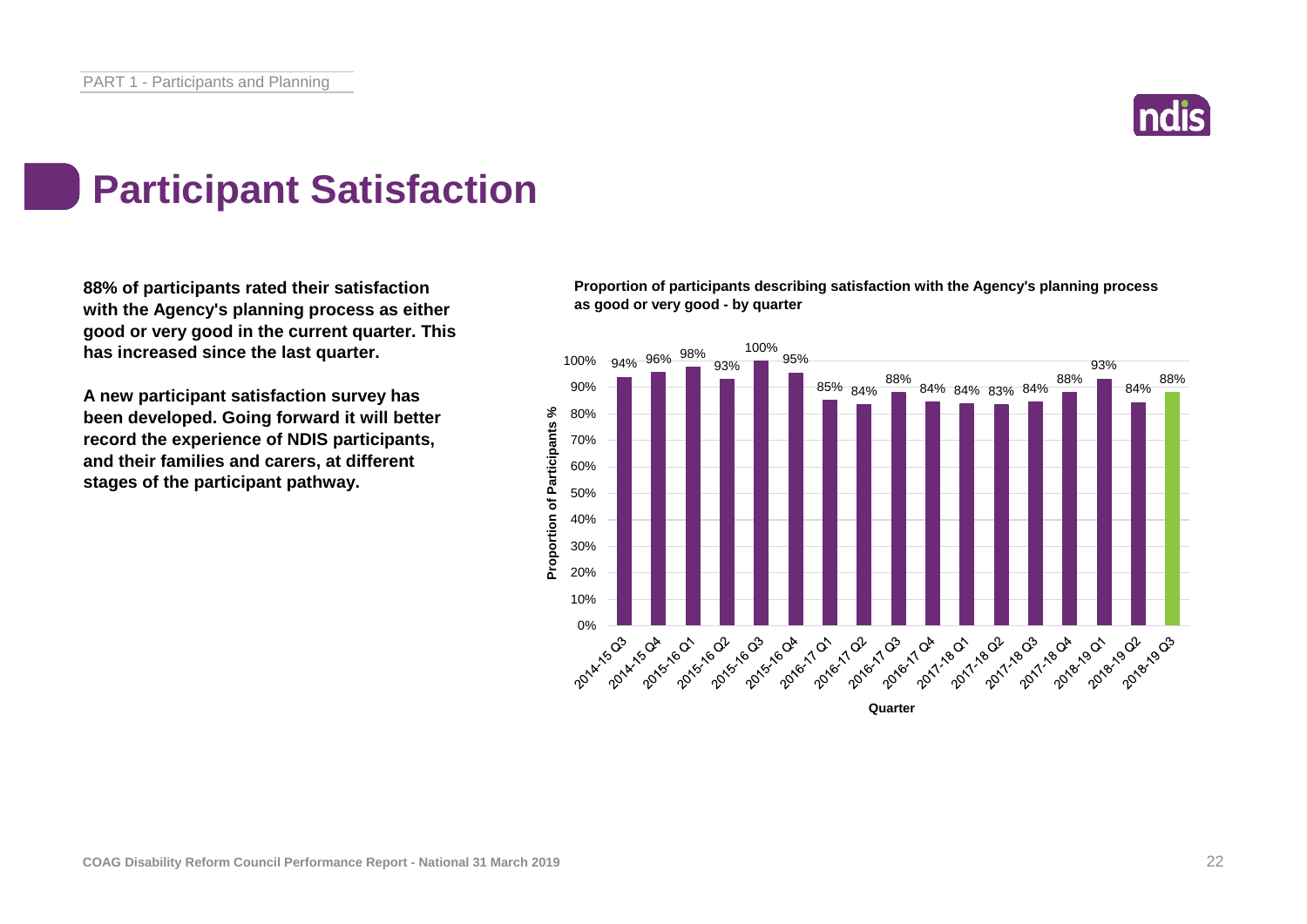# Participant Satisfaction

**88% of participants rated their satisfaction with the Agency's planning process as either good or very good in the current quarter. This has increased since the last quarter.**

**A new participant satisfaction survey has been developed. Going forward it will better record the experience of NDIS participants, and their families and carers, at different stages of the participant pathway.**

**Proportion of participants describing satisfaction with the Agency's planning process as good or very good - by quarter**

| Quarter | Proportion of Participants % |
|---|---|
| 2014-15 Q3 | 94% |
| 2014-15 Q4 | 96% |
| 2015-16 Q1 | 98% |
| 2015-16 Q2 | 93% |
| 2015-16 Q3 | 100% |
| 2015-16 Q4 | 95% |
| 2016-17 Q1 | 85% |
| 2016-17 Q2 | 84% |
| 2016-17 Q3 | 88% |
| 2016-17 Q4 | 84% |
| 2017-18 Q1 | 84% |
| 2017-18 Q2 | 83% |
| 2017-18 Q3 | 84% |
| 2017-18 Q4 | 88% |
| 2018-19 Q1 | 93% |
| 2018-19 Q2 | 84% |
| 2018-19 Q3 | 88% |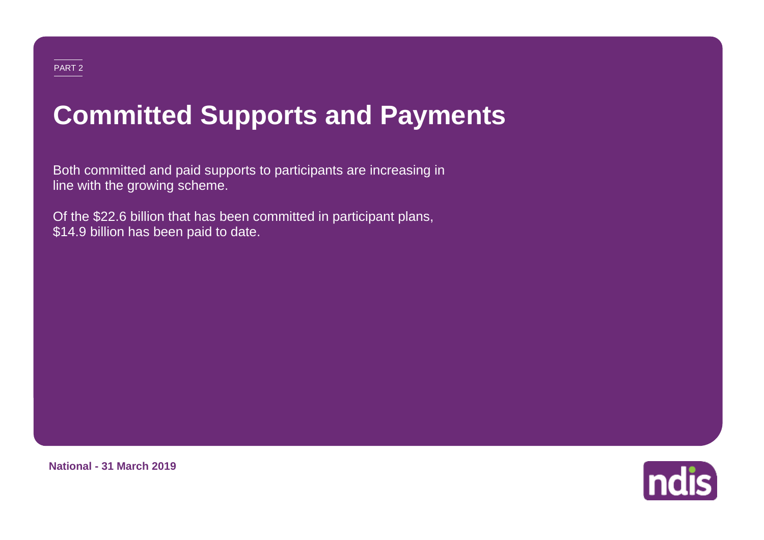PART 2

# Committed Supports and Payments

Both committed and paid supports to participants are increasing in line with the growing scheme.

Of the $22.6 billion that has been committed in participant plans, $14.9 billion has been paid to date.

**National - 31 March 2019**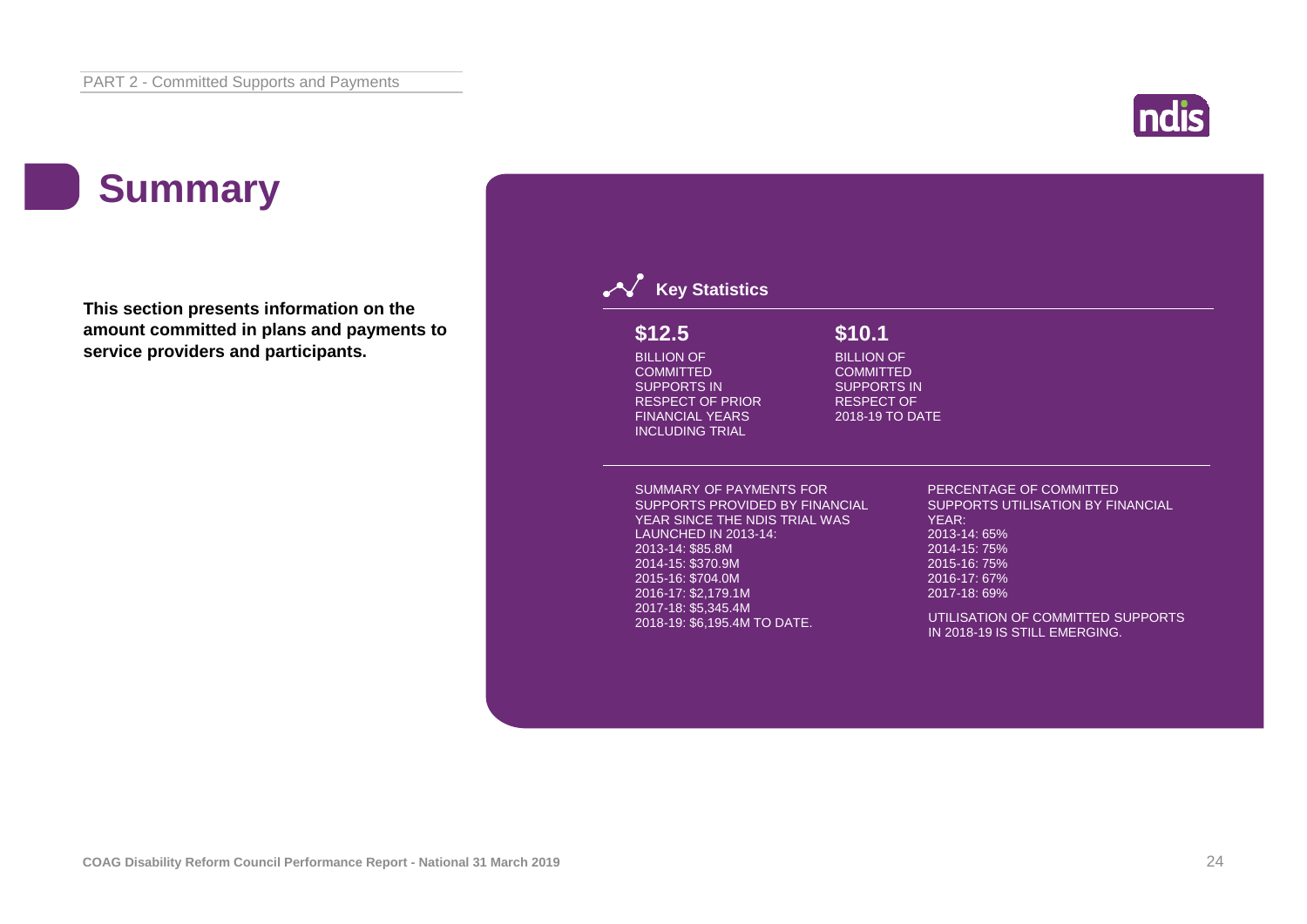# Summary

**This section presents information on the amount committed in plans and payments to service providers and participants.**

## Key Statistics

**$12.5**

BILLION OF COMMITTED SUPPORTS IN RESPECT OF PRIOR FINANCIAL YEARS INCLUDING TRIAL

**$10.1**

BILLION OF COMMITTED SUPPORTS IN RESPECT OF 2018-19 TO DATE

SUMMARY OF PAYMENTS FOR SUPPORTS PROVIDED BY FINANCIAL YEAR SINCE THE NDIS TRIAL WAS LAUNCHED IN 2013-14:

- 2013-14: $85.8M
- 2014-15: $370.9M
- 2015-16: $704.0M
- 2016-17: $2,179.1M
- 2017-18: $5,345.4M
- 2018-19: $6,195.4M TO DATE.

PERCENTAGE OF COMMITTED SUPPORTS UTILISATION BY FINANCIAL YEAR:

- 2013-14: 65%
- 2014-15: 75%
- 2015-16: 75%
- 2016-17: 67%
- 2017-18: 69%

UTILISATION OF COMMITTED SUPPORTS IN 2018-19 IS STILL EMERGING.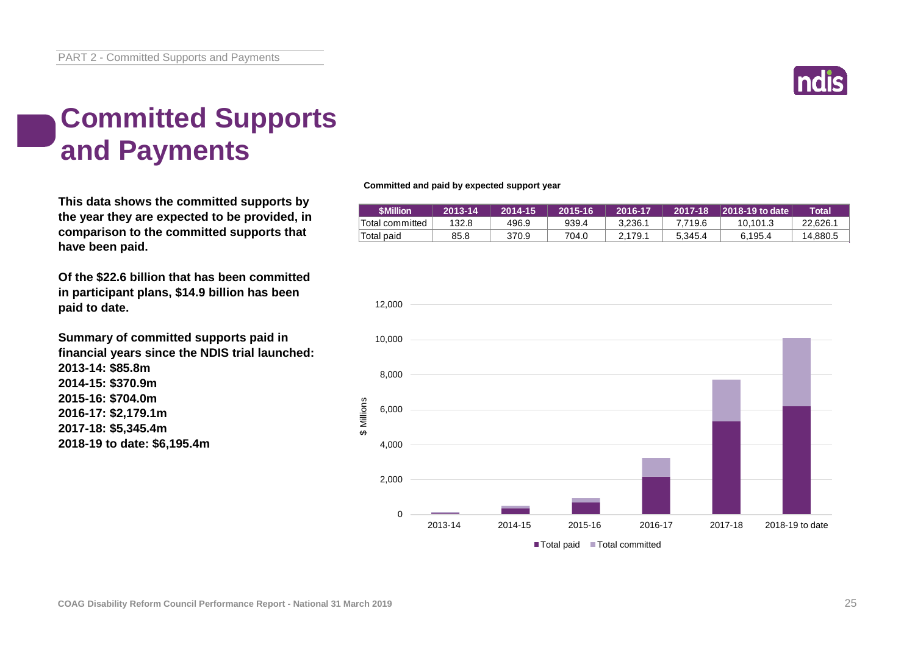# Committed Supports and Payments

**This data shows the committed supports by the year they are expected to be provided, in comparison to the committed supports that have been paid.**

**Of the $22.6 billion that has been committed in participant plans, $14.9 billion has been paid to date.**

**Summary of committed supports paid in financial years since the NDIS trial launched:**
**2013-14: $85.8m**
**2014-15: $370.9m**
**2015-16: $704.0m**
**2016-17: $2,179.1m**
**2017-18: $5,345.4m**
**2018-19 to date: $6,195.4m**

**Committed and paid by expected support year**

| $Million | 2013-14 | 2014-15 | 2015-16 | 2016-17 | 2017-18 | 2018-19 to date | Total |
|---|---|---|---|---|---|---|---|
| Total committed | 132.8 | 496.9 | 939.4 | 3,236.1 | 7,719.6 | 10,101.3 | 22,626.1 |
| Total paid | 85.8 | 370.9 | 704.0 | 2,179.1 | 5,345.4 | 6,195.4 | 14,880.5 |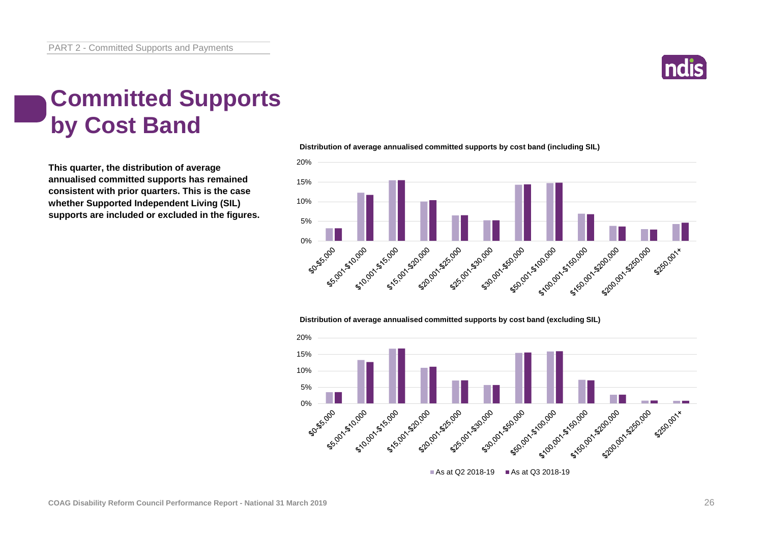# Committed Supports by Cost Band

**This quarter, the distribution of average annualised committed supports has remained consistent with prior quarters. This is the case whether Supported Independent Living (SIL) supports are included or excluded in the figures.**

**Distribution of average annualised committed supports by cost band (including SIL)**

**Distribution of average annualised committed supports by cost band (excluding SIL)**

As at Q2 2018-19 | As at Q3 2018-19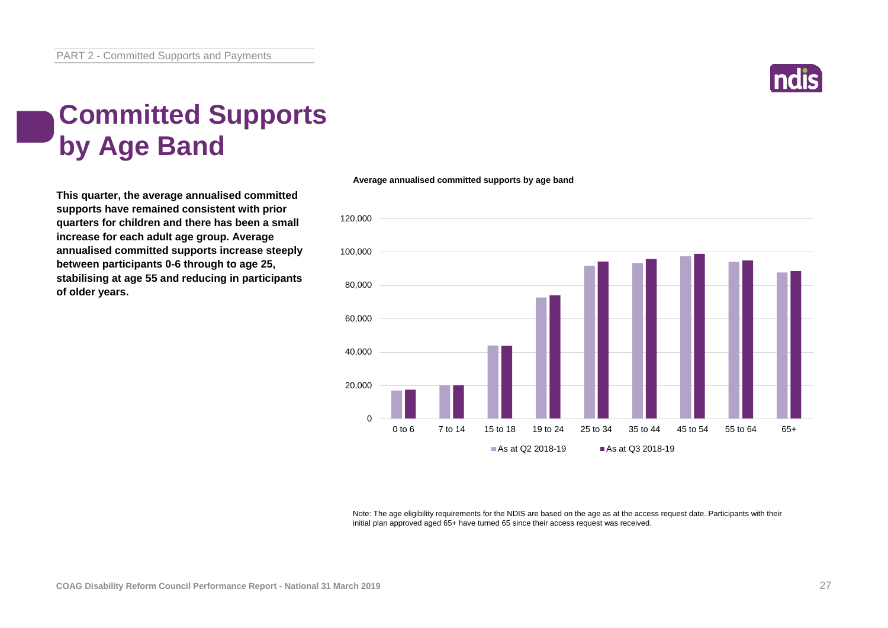# Committed Supports by Age Band

**This quarter, the average annualised committed supports have remained consistent with prior quarters for children and there has been a small increase for each adult age group. Average annualised committed supports increase steeply between participants 0-6 through to age 25, stabilising at age 55 and reducing in participants of older years.**

**Average annualised committed supports by age band**

Note: The age eligibility requirements for the NDIS are based on the age as at the access request date. Participants with their initial plan approved aged 65+ have turned 65 since their access request was received.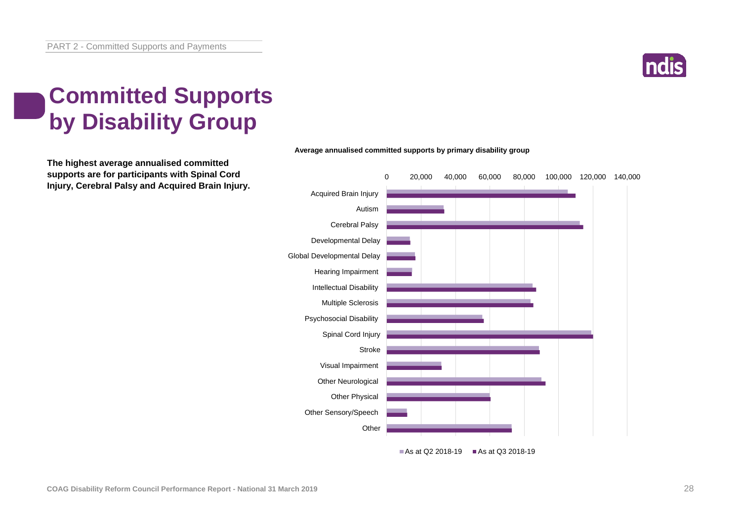# Committed Supports by Disability Group

**The highest average annualised committed supports are for participants with Spinal Cord Injury, Cerebral Palsy and Acquired Brain Injury.**

**Average annualised committed supports by primary disability group**

Acquired Brain Injury
Autism
Cerebral Palsy
Developmental Delay
Global Developmental Delay
Hearing Impairment
Intellectual Disability
Multiple Sclerosis
Psychosocial Disability
Spinal Cord Injury
Stroke
Visual Impairment
Other Neurological
Other Physical
Other Sensory/Speech
Other

0 20,000 40,000 60,000 80,000 100,000 120,000 140,000

As at Q2 2018-19 | As at Q3 2018-19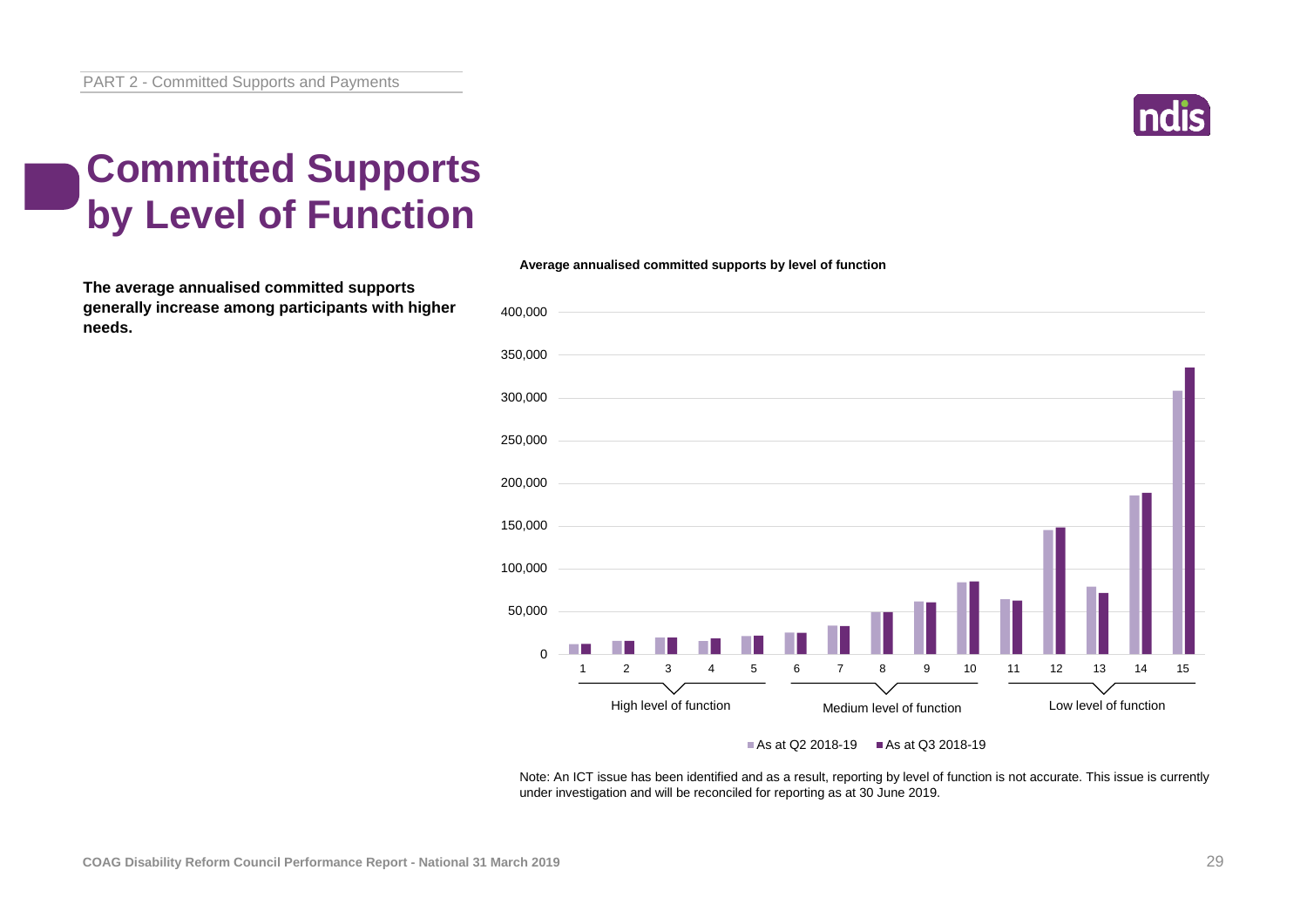# Committed Supports by Level of Function

**The average annualised committed supports generally increase among participants with higher needs.**

**Average annualised committed supports by level of function**

| Level of function | Group | As at Q2 2018-19 | As at Q3 2018-19 |
|---|---|---|---|
| 1 | High level of function | ~12,000 | ~12,000 |
| 2 | High level of function | ~15,000 | ~15,000 |
| 3 | High level of function | ~19,000 | ~19,000 |
| 4 | High level of function | ~15,000 | ~18,000 |
| 5 | High level of function | ~21,000 | ~21,000 |
| 6 | Medium level of function | ~25,000 | ~25,000 |
| 7 | Medium level of function | ~33,000 | ~32,000 |
| 8 | Medium level of function | ~49,000 | ~49,000 |
| 9 | Medium level of function | ~61,000 | ~60,000 |
| 10 | Medium level of function | ~83,000 | ~84,000 |
| 11 | Low level of function | ~64,000 | ~62,000 |
| 12 | Low level of function | ~145,000 | ~148,000 |
| 13 | Low level of function | ~78,000 | ~71,000 |
| 14 | Low level of function | ~185,000 | ~188,000 |
| 15 | Low level of function | ~308,000 | ~335,000 |

Note: An ICT issue has been identified and as a result, reporting by level of function is not accurate. This issue is currently under investigation and will be reconciled for reporting as at 30 June 2019.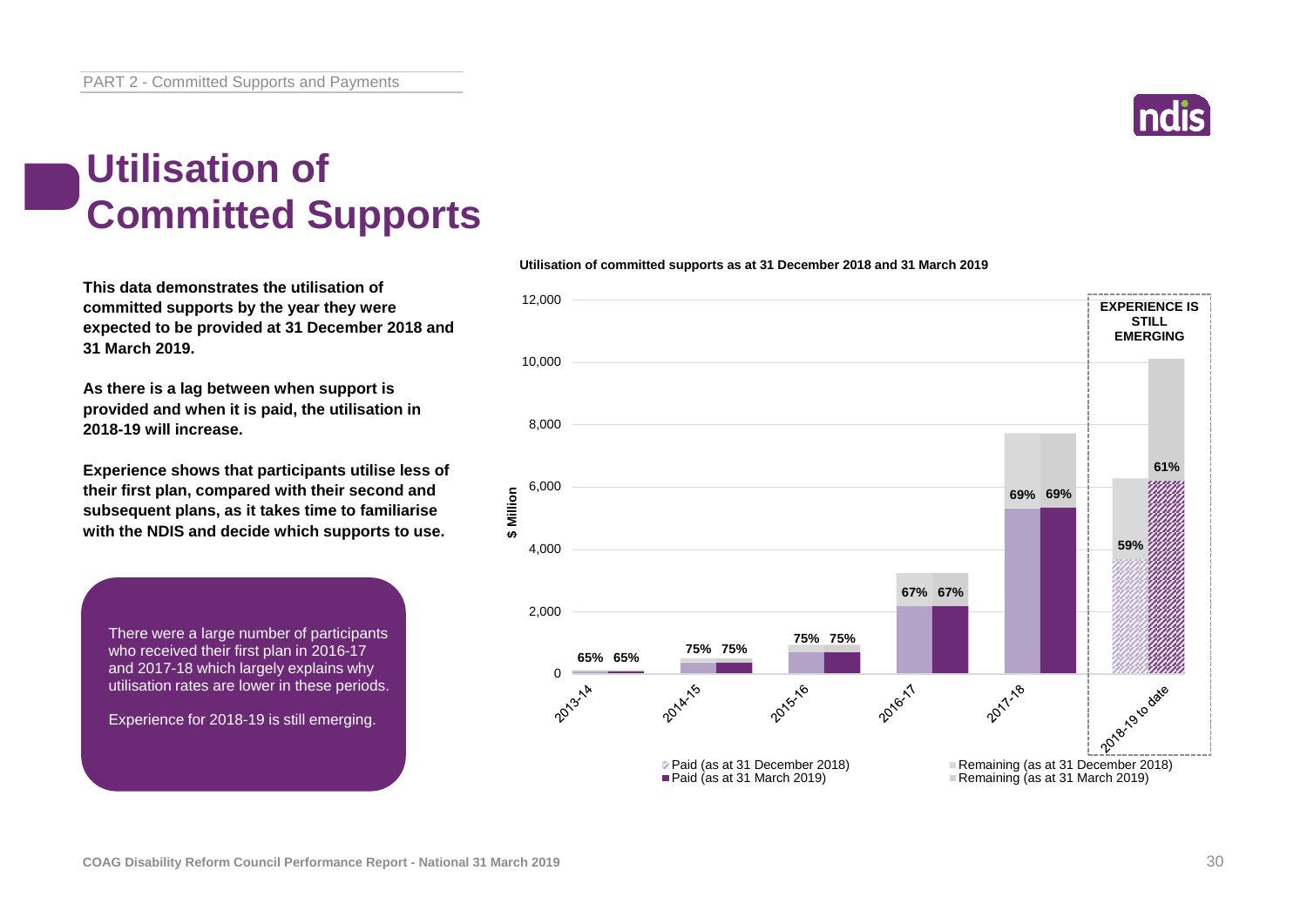# Utilisation of Committed Supports

**This data demonstrates the utilisation of committed supports by the year they were expected to be provided at 31 December 2018 and 31 March 2019.**

**As there is a lag between when support is provided and when it is paid, the utilisation in 2018-19 will increase.**

**Experience shows that participants utilise less of their first plan, compared with their second and subsequent plans, as it takes time to familiarise with the NDIS and decide which supports to use.**

There were a large number of participants who received their first plan in 2016-17 and 2017-18 which largely explains why utilisation rates are lower in these periods.

Experience for 2018-19 is still emerging.

**Utilisation of committed supports as at 31 December 2018 and 31 March 2019**

| Year | Utilisation (as at 31 December 2018) | Utilisation (as at 31 March 2019) |
|---|---|---|
| 2013-14 | 65% | 65% |
| 2014-15 | 75% | 75% |
| 2015-16 | 75% | 75% |
| 2016-17 | 67% | 67% |
| 2017-18 | 69% | 69% |
| 2018-19 to date (EXPERIENCE IS STILL EMERGING) | 59% | 61% |

Legend: Paid (as at 31 December 2018); Paid (as at 31 March 2019); Remaining (as at 31 December 2018); Remaining (as at 31 March 2019). Y-axis: $ Million (0 to 12,000).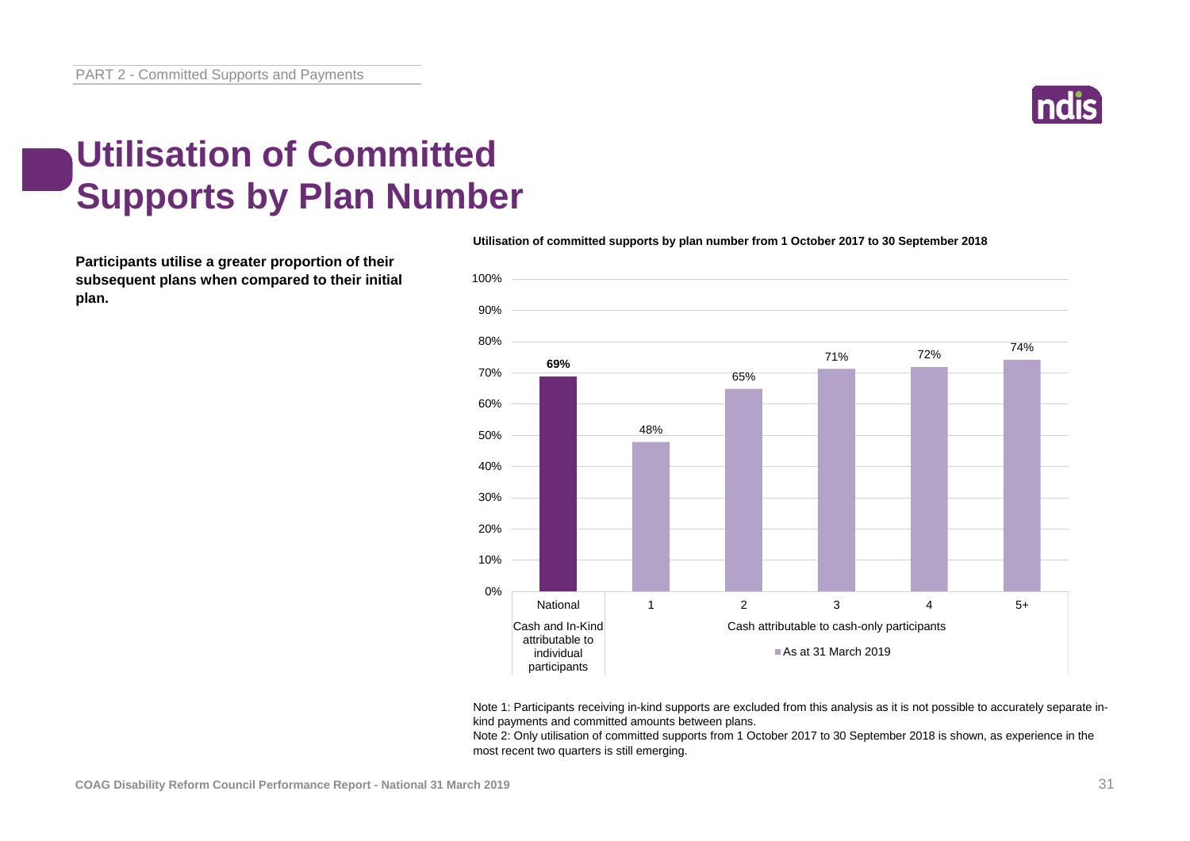# Utilisation of Committed Supports by Plan Number

**Participants utilise a greater proportion of their subsequent plans when compared to their initial plan.**

**Utilisation of committed supports by plan number from 1 October 2017 to 30 September 2018**

| Category | Plan | Utilisation |
|---|---|---|
| Cash and In-Kind attributable to individual participants | National | **69%** |
| Cash attributable to cash-only participants | 1 | 48% |
| Cash attributable to cash-only participants | 2 | 65% |
| Cash attributable to cash-only participants | 3 | 71% |
| Cash attributable to cash-only participants | 4 | 72% |
| Cash attributable to cash-only participants | 5+ | 74% |

As at 31 March 2019

Note 1: Participants receiving in-kind supports are excluded from this analysis as it is not possible to accurately separate in-kind payments and committed amounts between plans.

Note 2: Only utilisation of committed supports from 1 October 2017 to 30 September 2018 is shown, as experience in the most recent two quarters is still emerging.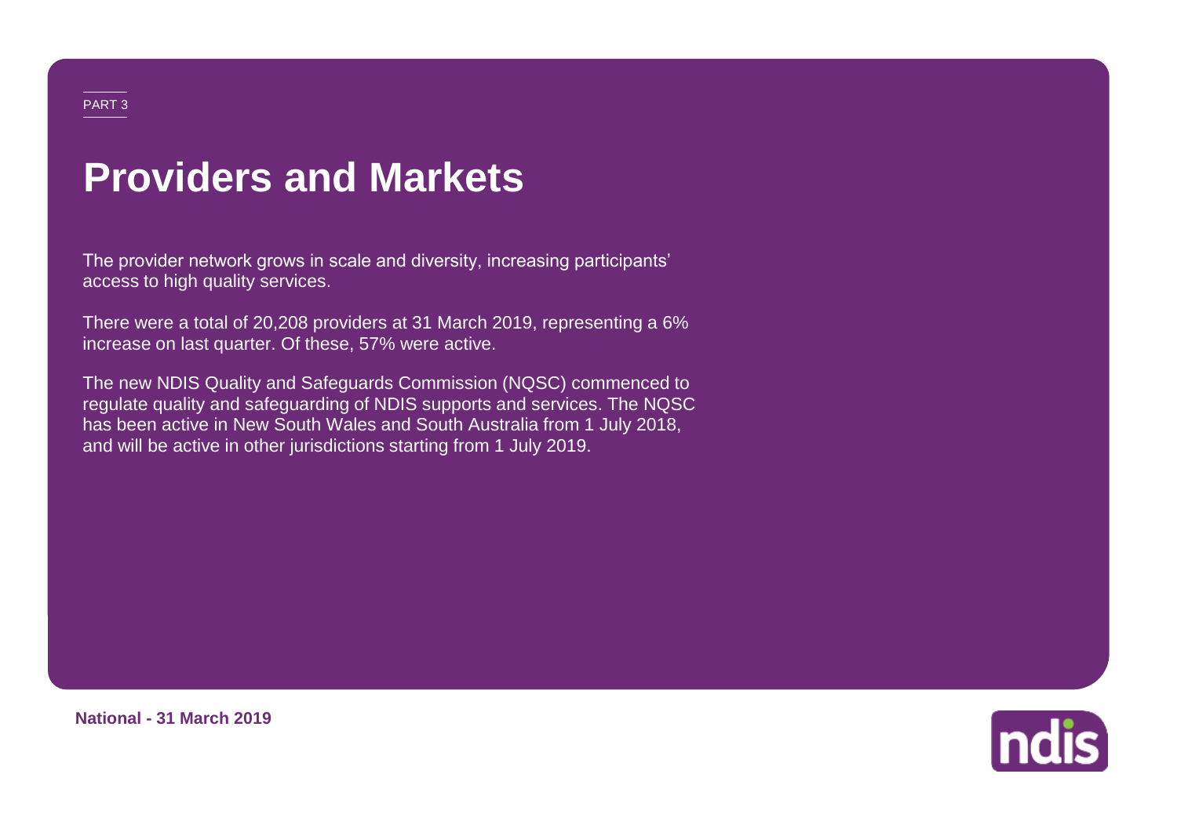PART 3

# Providers and Markets

The provider network grows in scale and diversity, increasing participants' access to high quality services.

There were a total of 20,208 providers at 31 March 2019, representing a 6% increase on last quarter. Of these, 57% were active.

The new NDIS Quality and Safeguards Commission (NQSC) commenced to regulate quality and safeguarding of NDIS supports and services. The NQSC has been active in New South Wales and South Australia from 1 July 2018, and will be active in other jurisdictions starting from 1 July 2019.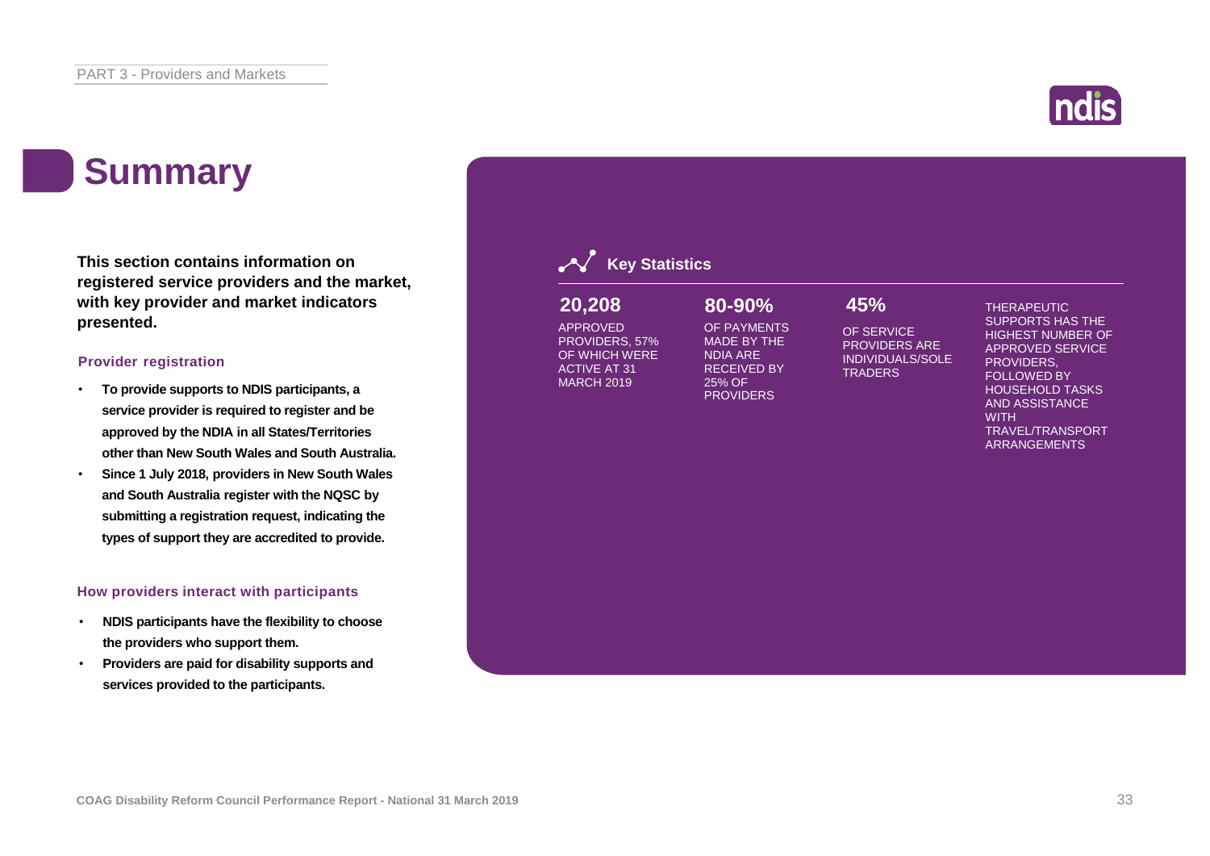# Summary

**This section contains information on registered service providers and the market, with key provider and market indicators presented.**

### Provider registration

- **To provide supports to NDIS participants, a service provider is required to register and be approved by the NDIA in all States/Territories other than New South Wales and South Australia.**
- **Since 1 July 2018, providers in New South Wales and South Australia register with the NQSC by submitting a registration request, indicating the types of support they are accredited to provide.**

### How providers interact with participants

- **NDIS participants have the flexibility to choose the providers who support them.**
- **Providers are paid for disability supports and services provided to the participants.**

## Key Statistics

**20,208**

APPROVED PROVIDERS, 57% OF WHICH WERE ACTIVE AT 31 MARCH 2019

**80-90%**

OF PAYMENTS MADE BY THE NDIA ARE RECEIVED BY 25% OF PROVIDERS

**45%**

OF SERVICE PROVIDERS ARE INDIVIDUALS/SOLE TRADERS

THERAPEUTIC SUPPORTS HAS THE HIGHEST NUMBER OF APPROVED SERVICE PROVIDERS, FOLLOWED BY HOUSEHOLD TASKS AND ASSISTANCE WITH TRAVEL/TRANSPORT ARRANGEMENTS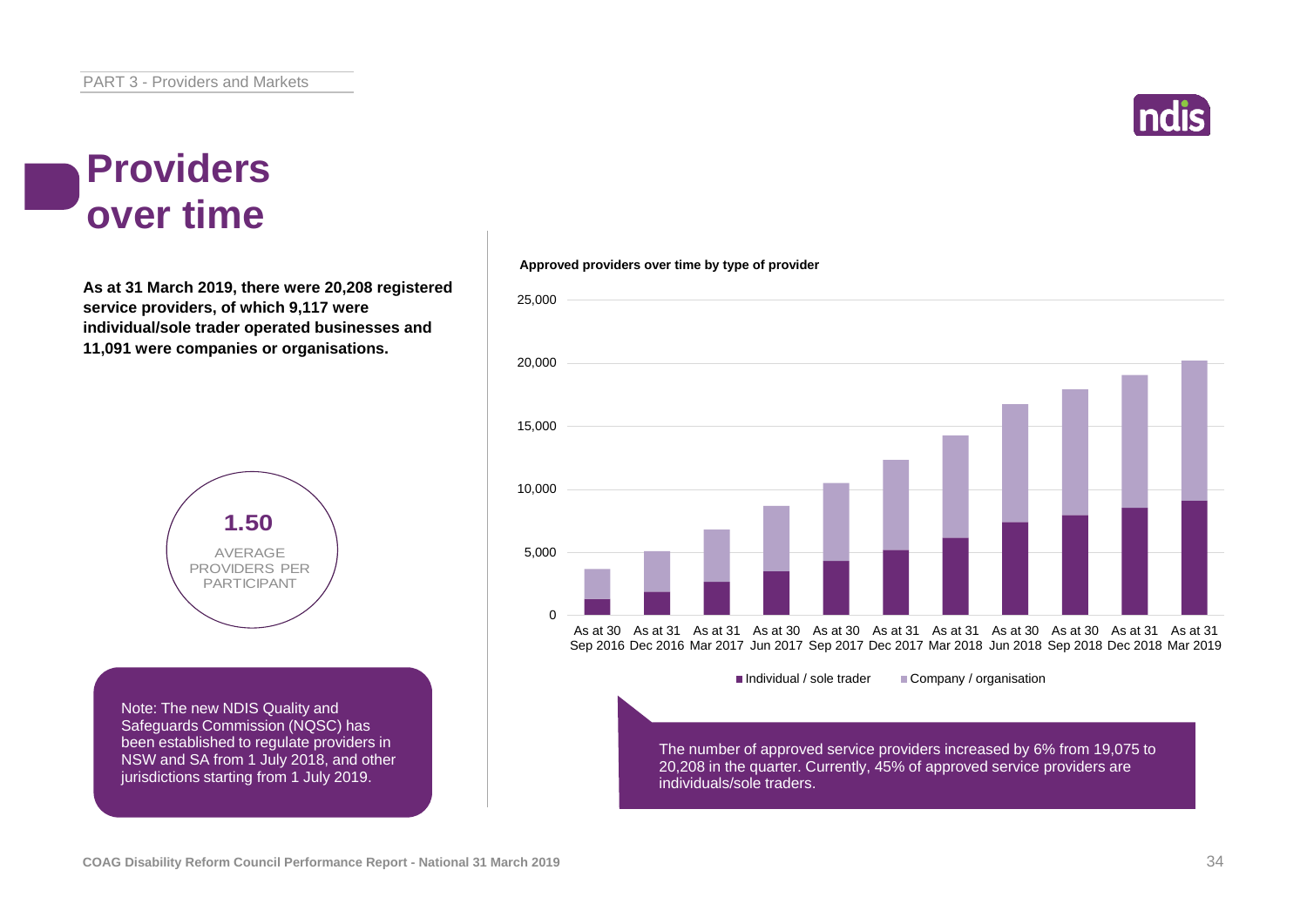# Providers over time

**As at 31 March 2019, there were 20,208 registered service providers, of which 9,117 were individual/sole trader operated businesses and 11,091 were companies or organisations.**

**1.50**

AVERAGE PROVIDERS PER PARTICIPANT

Note: The new NDIS Quality and Safeguards Commission (NQSC) has been established to regulate providers in NSW and SA from 1 July 2018, and other jurisdictions starting from 1 July 2019.

**Approved providers over time by type of provider**

Legend: Individual / sole trader; Company / organisation

X-axis: As at 30 Sep 2016, As at 31 Dec 2016, As at 31 Mar 2017, As at 30 Jun 2017, As at 30 Sep 2017, As at 31 Dec 2017, As at 31 Mar 2018, As at 30 Jun 2018, As at 30 Sep 2018, As at 31 Dec 2018, As at 31 Mar 2019

Y-axis: 0, 5,000, 10,000, 15,000, 20,000, 25,000

The number of approved service providers increased by 6% from 19,075 to 20,208 in the quarter. Currently, 45% of approved service providers are individuals/sole traders.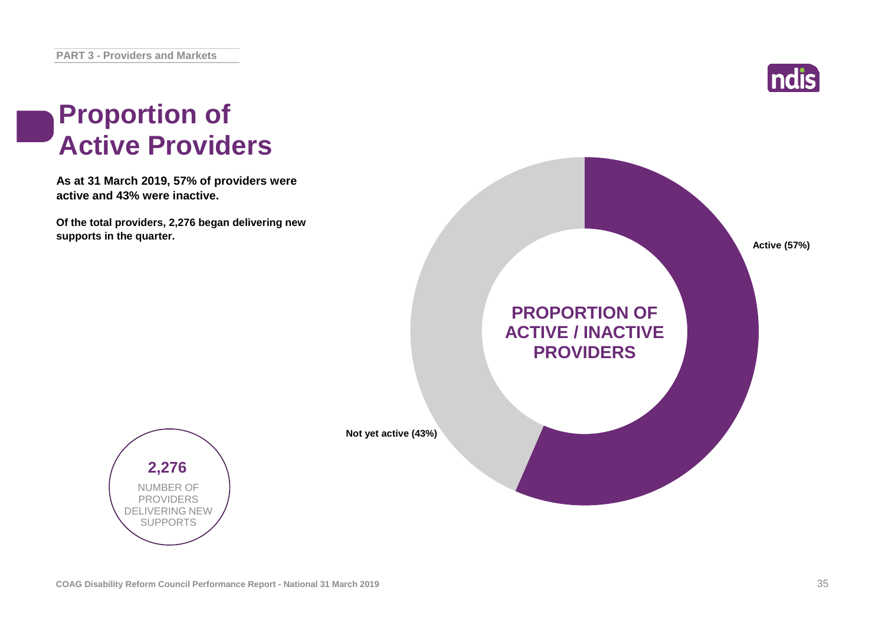# Proportion of Active Providers

**As at 31 March 2019, 57% of providers were active and 43% were inactive.**

**Of the total providers, 2,276 began delivering new supports in the quarter.**

**PROPORTION OF ACTIVE / INACTIVE PROVIDERS**

**Active (57%)**

**Not yet active (43%)**

**2,276**

NUMBER OF PROVIDERS DELIVERING NEW SUPPORTS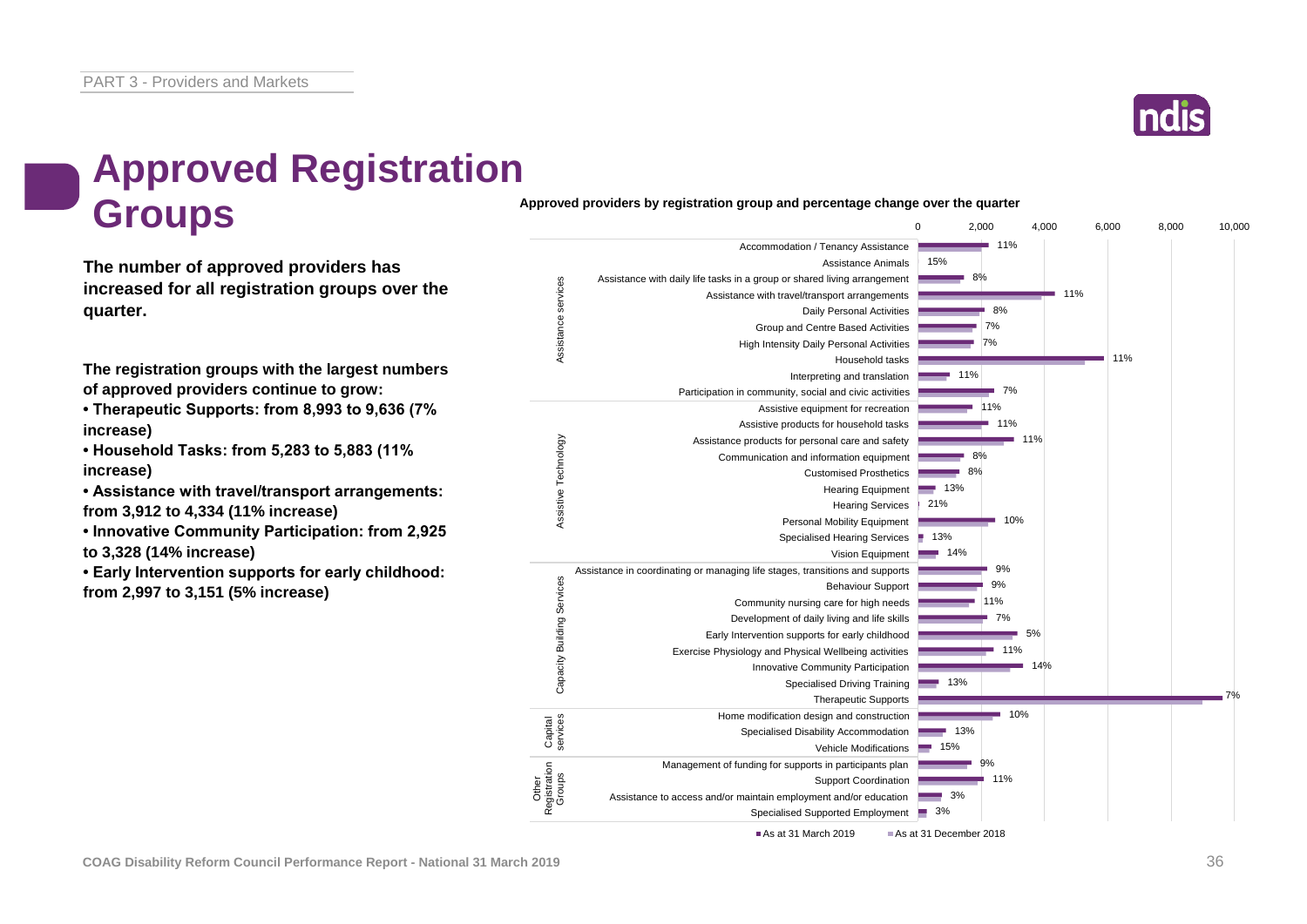# Approved Registration Groups

**The number of approved providers has increased for all registration groups over the quarter.**

**The registration groups with the largest numbers of approved providers continue to grow:**

- **Therapeutic Supports: from 8,993 to 9,636 (7% increase)**
- **Household Tasks: from 5,283 to 5,883 (11% increase)**
- **Assistance with travel/transport arrangements: from 3,912 to 4,334 (11% increase)**
- **Innovative Community Participation: from 2,925 to 3,328 (14% increase)**
- **Early Intervention supports for early childhood: from 2,997 to 3,151 (5% increase)**

**Approved providers by registration group and percentage change over the quarter**

| Category | Registration group | % change |
|---|---|---|
| Assistance services | Accommodation / Tenancy Assistance | 11% |
| | Assistance Animals | 15% |
| | Assistance with daily life tasks in a group or shared living arrangement | 8% |
| | Assistance with travel/transport arrangements | 11% |
| | Daily Personal Activities | 8% |
| | Group and Centre Based Activities | 7% |
| | High Intensity Daily Personal Activities | 7% |
| | Household tasks | 11% |
| | Interpreting and translation | 11% |
| | Participation in community, social and civic activities | 7% |
| Assistive Technology | Assistive equipment for recreation | 11% |
| | Assistive products for household tasks | 11% |
| | Assistance products for personal care and safety | 11% |
| | Communication and information equipment | 8% |
| | Customised Prosthetics | 8% |
| | Hearing Equipment | 13% |
| | Hearing Services | 21% |
| | Personal Mobility Equipment | 10% |
| | Specialised Hearing Services | 13% |
| | Vision Equipment | 14% |
| Capacity Building Services | Assistance in coordinating or managing life stages, transitions and supports | 9% |
| | Behaviour Support | 9% |
| | Community nursing care for high needs | 11% |
| | Development of daily living and life skills | 7% |
| | Early Intervention supports for early childhood | 5% |
| | Exercise Physiology and Physical Wellbeing activities | 11% |
| | Innovative Community Participation | 14% |
| | Specialised Driving Training | 13% |
| | Therapeutic Supports | 7% |
| Capital services | Home modification design and construction | 10% |
| | Specialised Disability Accommodation | 13% |
| | Vehicle Modifications | 15% |
| Other Registration Groups | Management of funding for supports in participants plan | 9% |
| | Support Coordination | 11% |
| | Assistance to access and/or maintain employment and/or education | 3% |
| | Specialised Supported Employment | 3% |

■ As at 31 March 2019 ■ As at 31 December 2018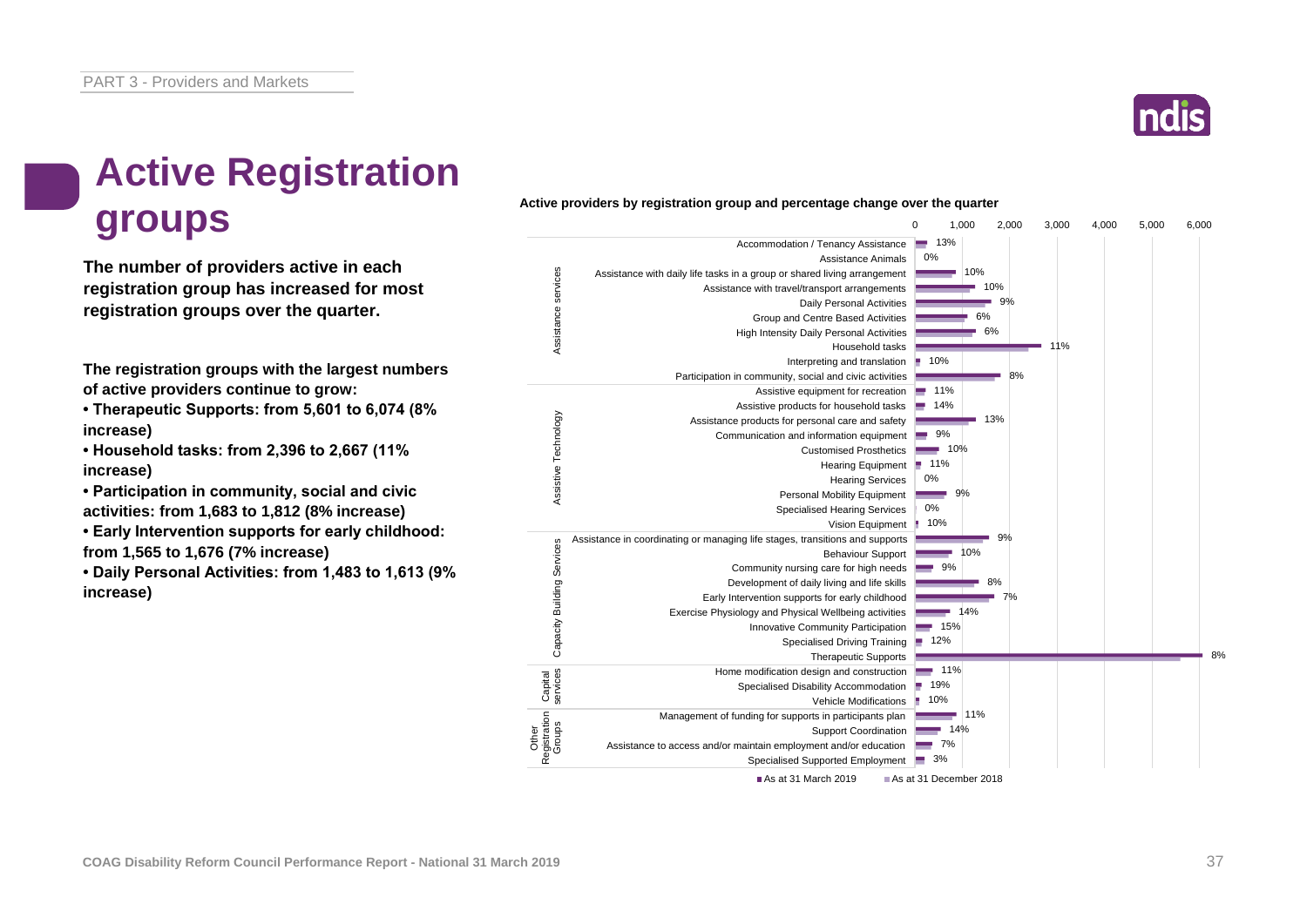# Active Registration groups

**The number of providers active in each registration group has increased for most registration groups over the quarter.**

**The registration groups with the largest numbers of active providers continue to grow:**

- **Therapeutic Supports: from 5,601 to 6,074 (8% increase)**
- **Household tasks: from 2,396 to 2,667 (11% increase)**
- **Participation in community, social and civic activities: from 1,683 to 1,812 (8% increase)**
- **Early Intervention supports for early childhood: from 1,565 to 1,676 (7% increase)**
- **Daily Personal Activities: from 1,483 to 1,613 (9% increase)**

**Active providers by registration group and percentage change over the quarter**

| Category | Registration group | % change |
|---|---|---|
| Assistance services | Accommodation / Tenancy Assistance | 13% |
| | Assistance Animals | 0% |
| | Assistance with daily life tasks in a group or shared living arrangement | 10% |
| | Assistance with travel/transport arrangements | 10% |
| | Daily Personal Activities | 9% |
| | Group and Centre Based Activities | 6% |
| | High Intensity Daily Personal Activities | 6% |
| | Household tasks | 11% |
| | Interpreting and translation | 10% |
| | Participation in community, social and civic activities | 8% |
| Assistive Technology | Assistive equipment for recreation | 11% |
| | Assistive products for household tasks | 14% |
| | Assistance products for personal care and safety | 13% |
| | Communication and information equipment | 9% |
| | Customised Prosthetics | 10% |
| | Hearing Equipment | 11% |
| | Hearing Services | 0% |
| | Personal Mobility Equipment | 9% |
| | Specialised Hearing Services | 0% |
| | Vision Equipment | 10% |
| Capacity Building Services | Assistance in coordinating or managing life stages, transitions and supports | 9% |
| | Behaviour Support | 10% |
| | Community nursing care for high needs | 9% |
| | Development of daily living and life skills | 8% |
| | Early Intervention supports for early childhood | 7% |
| | Exercise Physiology and Physical Wellbeing activities | 14% |
| | Innovative Community Participation | 15% |
| | Specialised Driving Training | 12% |
| | Therapeutic Supports | 8% |
| Capital services | Home modification design and construction | 11% |
| | Specialised Disability Accommodation | 19% |
| | Vehicle Modifications | 10% |
| Other Registration Groups | Management of funding for supports in participants plan | 11% |
| | Support Coordination | 14% |
| | Assistance to access and/or maintain employment and/or education | 7% |
| | Specialised Supported Employment | 3% |

Legend: As at 31 March 2019; As at 31 December 2018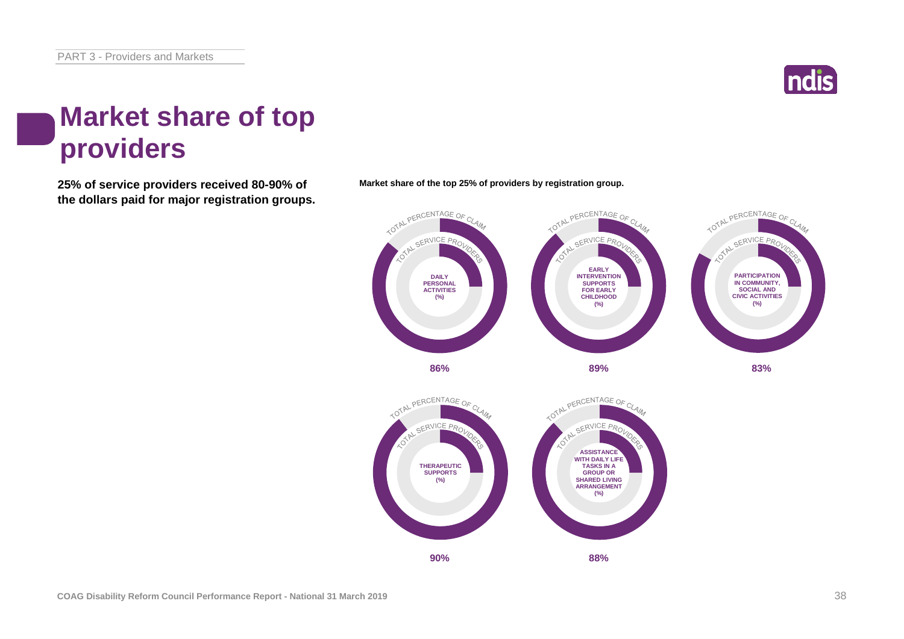# Market share of top providers

**25% of service providers received 80-90% of the dollars paid for major registration groups.**

**Market share of the top 25% of providers by registration group.**

| Registration group | Total percentage of claim |
| --- | --- |
| Daily Personal Activities (%) | 86% |
| Early Intervention Supports for Early Childhood (%) | 89% |
| Participation in Community, Social and Civic Activities (%) | 83% |
| Therapeutic Supports (%) | 90% |
| Assistance with Daily Life Tasks in a Group or Shared Living Arrangement (%) | 88% |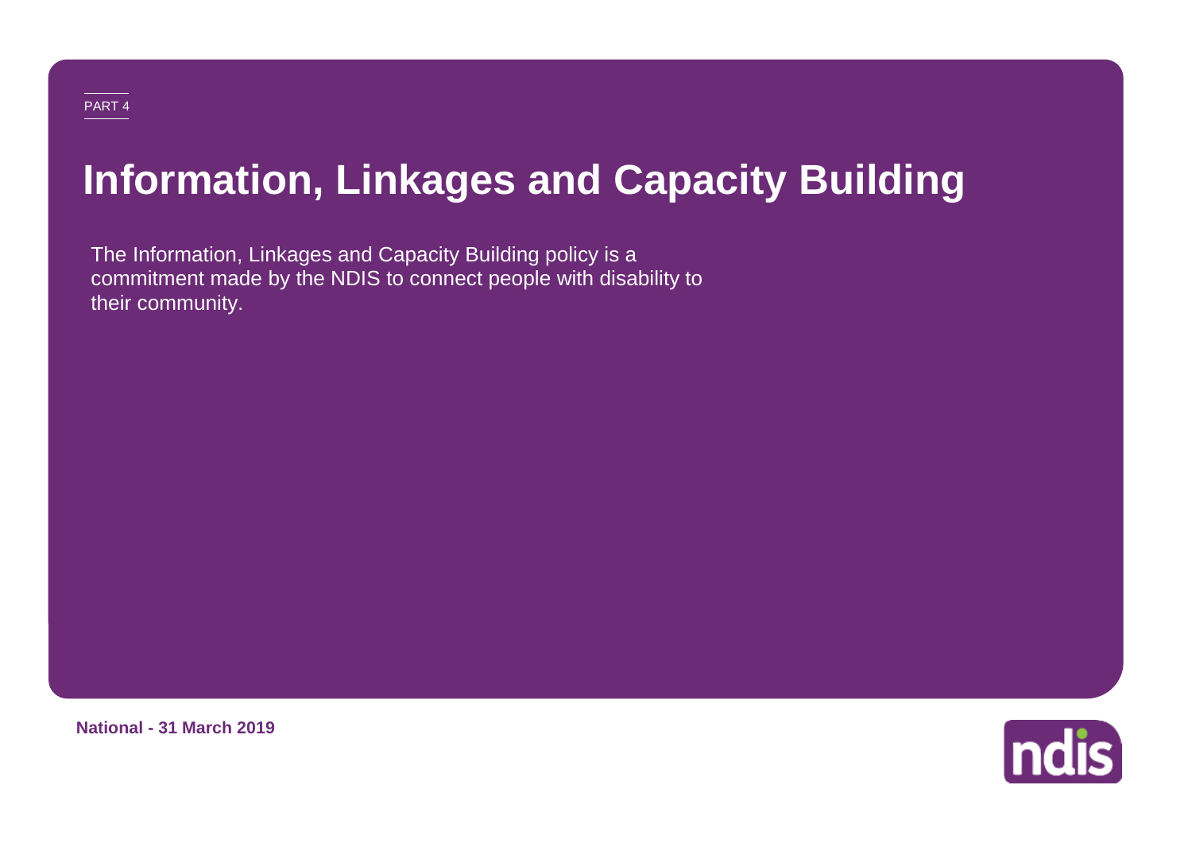PART 4

# Information, Linkages and Capacity Building

The Information, Linkages and Capacity Building policy is a commitment made by the NDIS to connect people with disability to their community.

**National - 31 March 2019**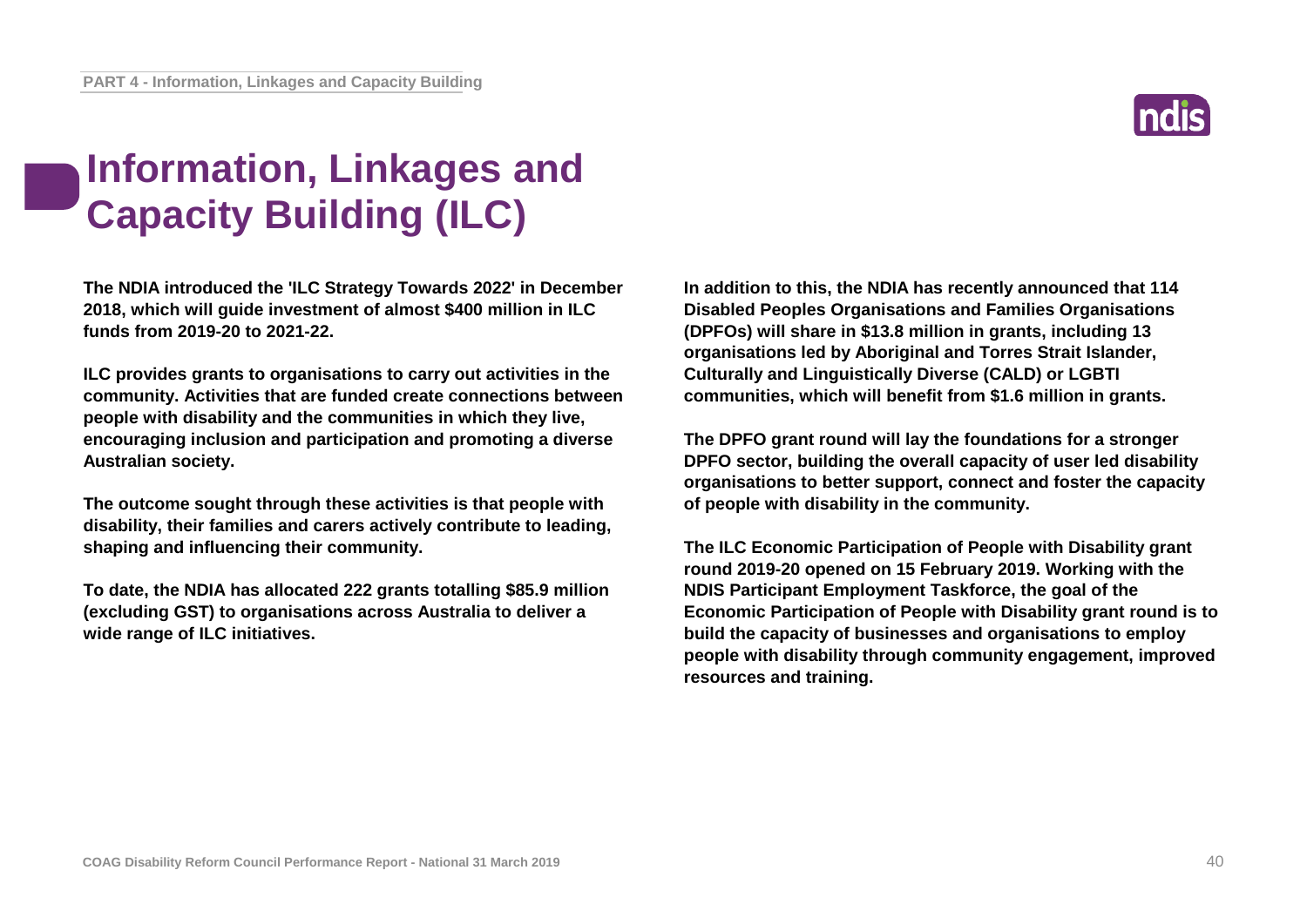# Information, Linkages and Capacity Building (ILC)

**The NDIA introduced the 'ILC Strategy Towards 2022' in December 2018, which will guide investment of almost $400 million in ILC funds from 2019-20 to 2021-22.**

**ILC provides grants to organisations to carry out activities in the community. Activities that are funded create connections between people with disability and the communities in which they live, encouraging inclusion and participation and promoting a diverse Australian society.**

**The outcome sought through these activities is that people with disability, their families and carers actively contribute to leading, shaping and influencing their community.**

**To date, the NDIA has allocated 222 grants totalling $85.9 million (excluding GST) to organisations across Australia to deliver a wide range of ILC initiatives.**

**In addition to this, the NDIA has recently announced that 114 Disabled Peoples Organisations and Families Organisations (DPFOs) will share in $13.8 million in grants, including 13 organisations led by Aboriginal and Torres Strait Islander, Culturally and Linguistically Diverse (CALD) or LGBTI communities, which will benefit from $1.6 million in grants.**

**The DPFO grant round will lay the foundations for a stronger DPFO sector, building the overall capacity of user led disability organisations to better support, connect and foster the capacity of people with disability in the community.**

**The ILC Economic Participation of People with Disability grant round 2019-20 opened on 15 February 2019. Working with the NDIS Participant Employment Taskforce, the goal of the Economic Participation of People with Disability grant round is to build the capacity of businesses and organisations to employ people with disability through community engagement, improved resources and training.**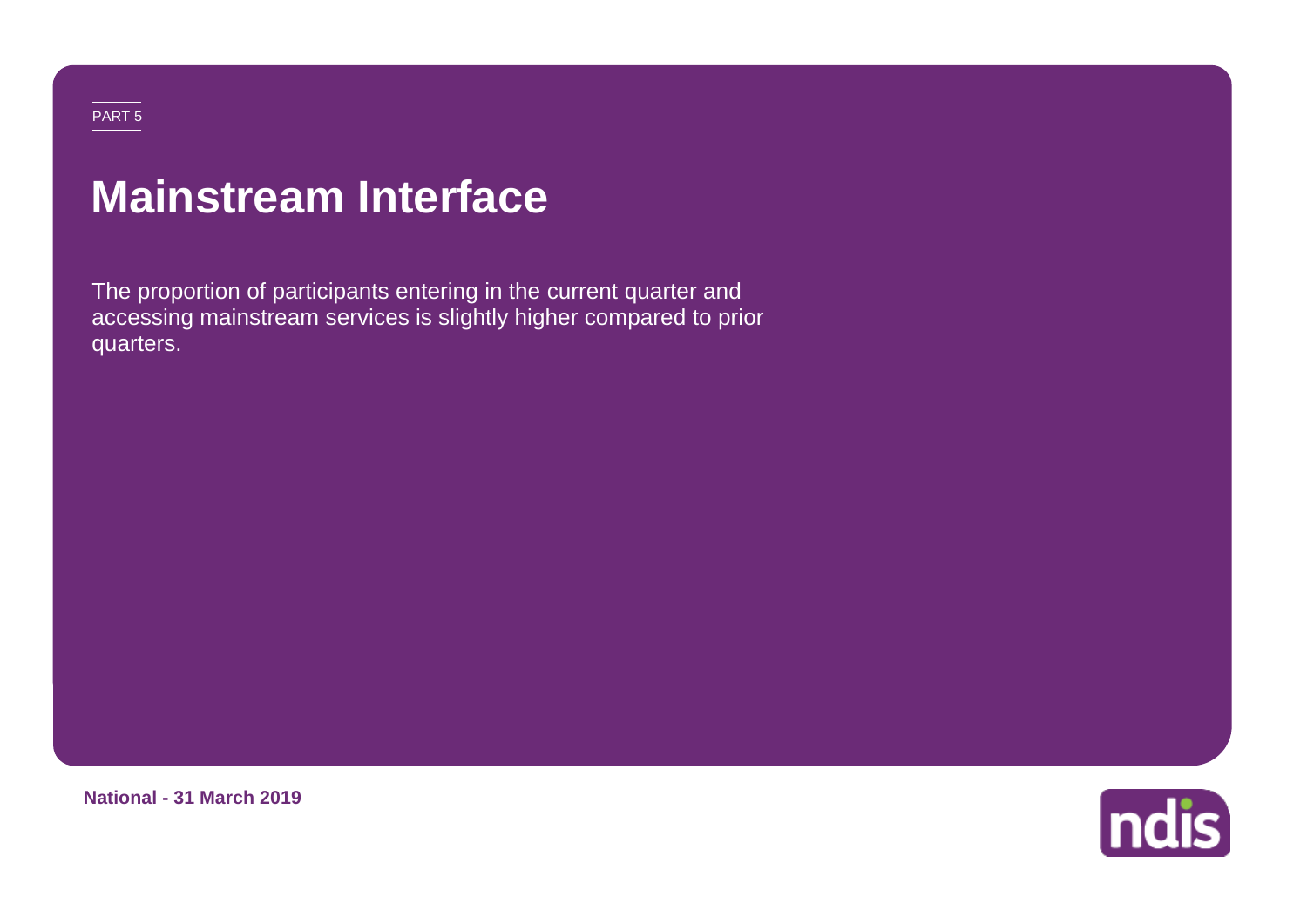PART 5

# Mainstream Interface

The proportion of participants entering in the current quarter and accessing mainstream services is slightly higher compared to prior quarters.

**National - 31 March 2019**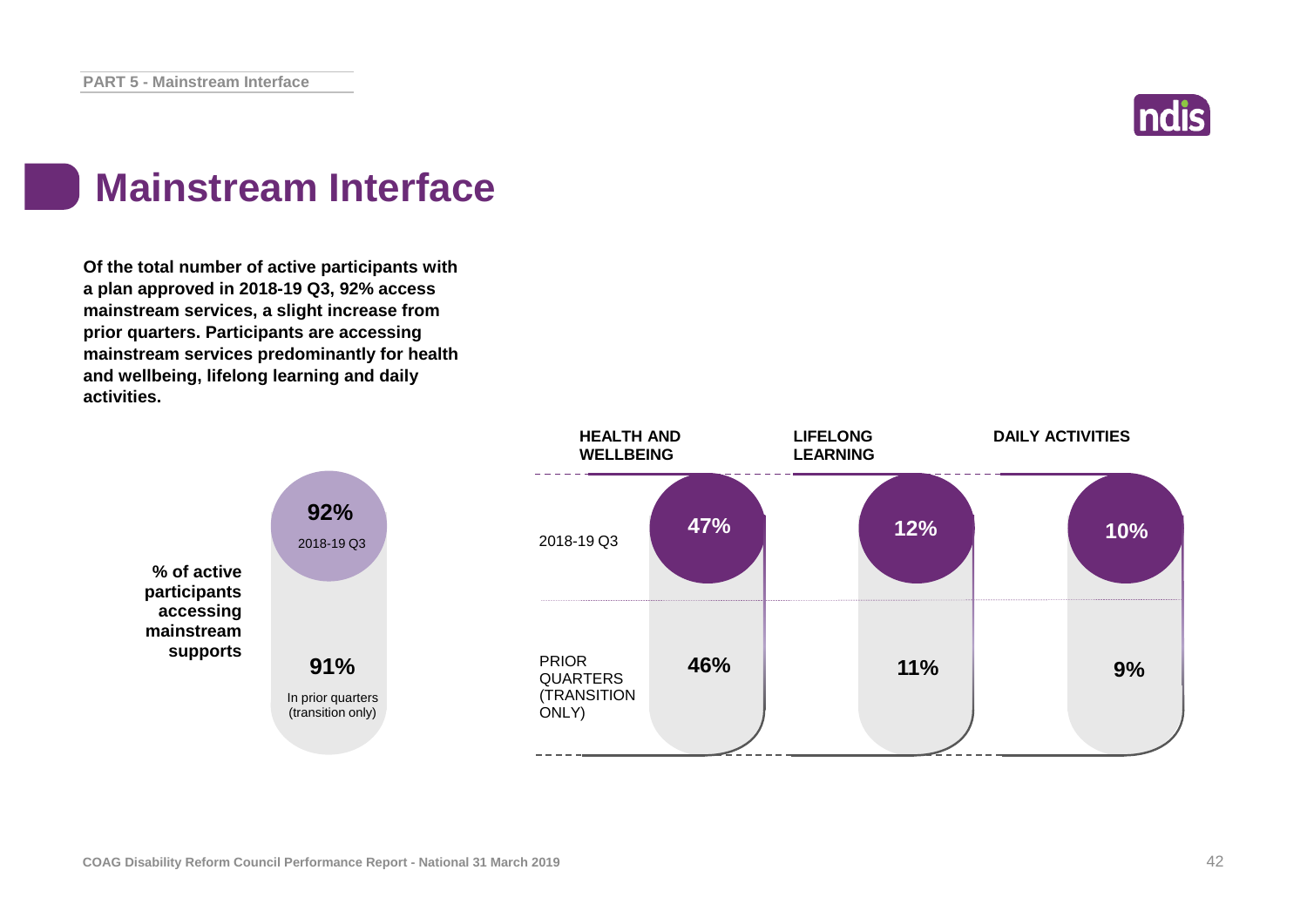# Mainstream Interface

**Of the total number of active participants with a plan approved in 2018-19 Q3, 92% access mainstream services, a slight increase from prior quarters. Participants are accessing mainstream services predominantly for health and wellbeing, lifelong learning and daily activities.**

**% of active participants accessing mainstream supports**

| | % of active participants accessing mainstream supports |
|---|---|
| 2018-19 Q3 | **92%** |
| In prior quarters (transition only) | **91%** |

| | HEALTH AND WELLBEING | LIFELONG LEARNING | DAILY ACTIVITIES |
|---|---|---|---|
| 2018-19 Q3 | **47%** | **12%** | **10%** |
| PRIOR QUARTERS (TRANSITION ONLY) | **46%** | **11%** | **9%** |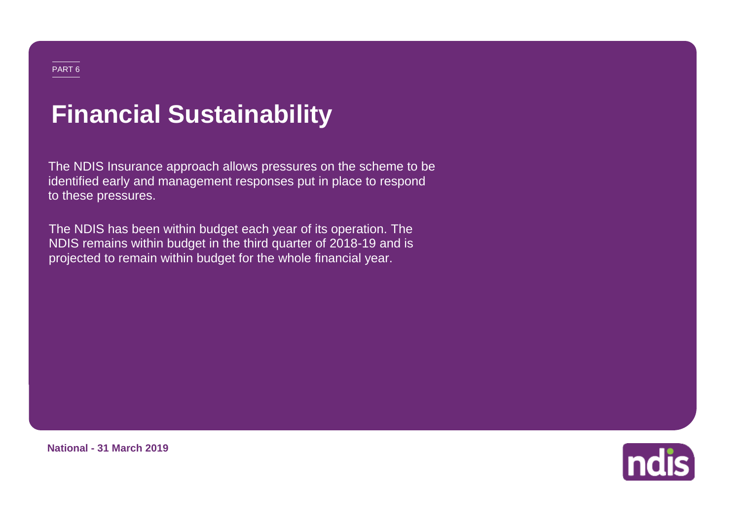PART 6

# Financial Sustainability

The NDIS Insurance approach allows pressures on the scheme to be identified early and management responses put in place to respond to these pressures.

The NDIS has been within budget each year of its operation. The NDIS remains within budget in the third quarter of 2018-19 and is projected to remain within budget for the whole financial year.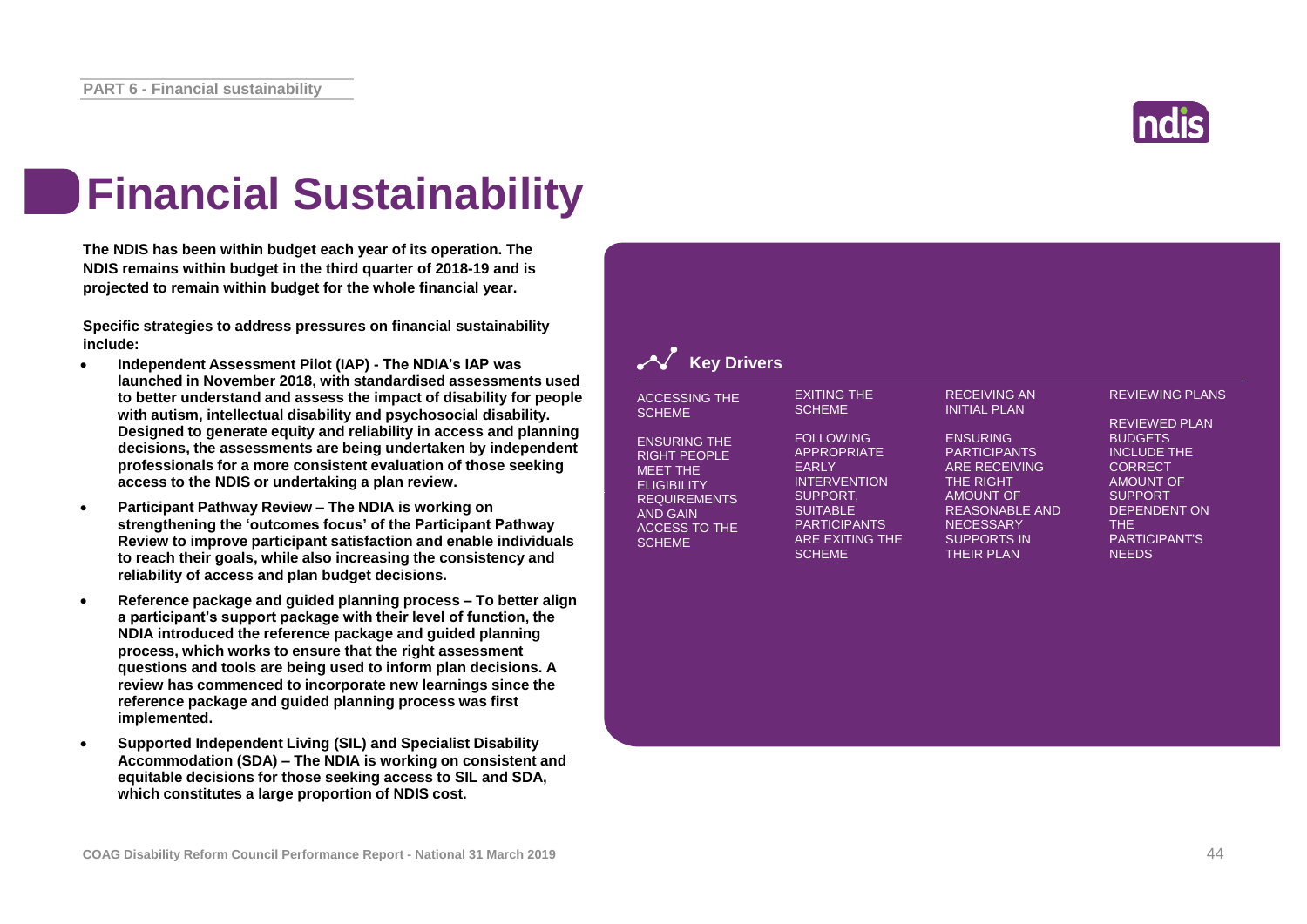# Financial Sustainability

**The NDIS has been within budget each year of its operation. The NDIS remains within budget in the third quarter of 2018-19 and is projected to remain within budget for the whole financial year.**

**Specific strategies to address pressures on financial sustainability include:**

- **Independent Assessment Pilot (IAP) - The NDIA's IAP was launched in November 2018, with standardised assessments used to better understand and assess the impact of disability for people with autism, intellectual disability and psychosocial disability. Designed to generate equity and reliability in access and planning decisions, the assessments are being undertaken by independent professionals for a more consistent evaluation of those seeking access to the NDIS or undertaking a plan review.**
- **Participant Pathway Review – The NDIA is working on strengthening the 'outcomes focus' of the Participant Pathway Review to improve participant satisfaction and enable individuals to reach their goals, while also increasing the consistency and reliability of access and plan budget decisions.**
- **Reference package and guided planning process – To better align a participant's support package with their level of function, the NDIA introduced the reference package and guided planning process, which works to ensure that the right assessment questions and tools are being used to inform plan decisions. A review has commenced to incorporate new learnings since the reference package and guided planning process was first implemented.**
- **Supported Independent Living (SIL) and Specialist Disability Accommodation (SDA) – The NDIA is working on consistent and equitable decisions for those seeking access to SIL and SDA, which constitutes a large proportion of NDIS cost.**

## Key Drivers

| ACCESSING THE SCHEME | EXITING THE SCHEME | RECEIVING AN INITIAL PLAN | REVIEWING PLANS |
|---|---|---|---|
| ENSURING THE RIGHT PEOPLE MEET THE ELIGIBILITY REQUIREMENTS AND GAIN ACCESS TO THE SCHEME | FOLLOWING APPROPRIATE EARLY INTERVENTION SUPPORT, SUITABLE PARTICIPANTS ARE EXITING THE SCHEME | ENSURING PARTICIPANTS ARE RECEIVING THE RIGHT AMOUNT OF REASONABLE AND NECESSARY SUPPORTS IN THEIR PLAN | REVIEWED PLAN BUDGETS INCLUDE THE CORRECT AMOUNT OF SUPPORT DEPENDENT ON THE PARTICIPANT'S NEEDS |